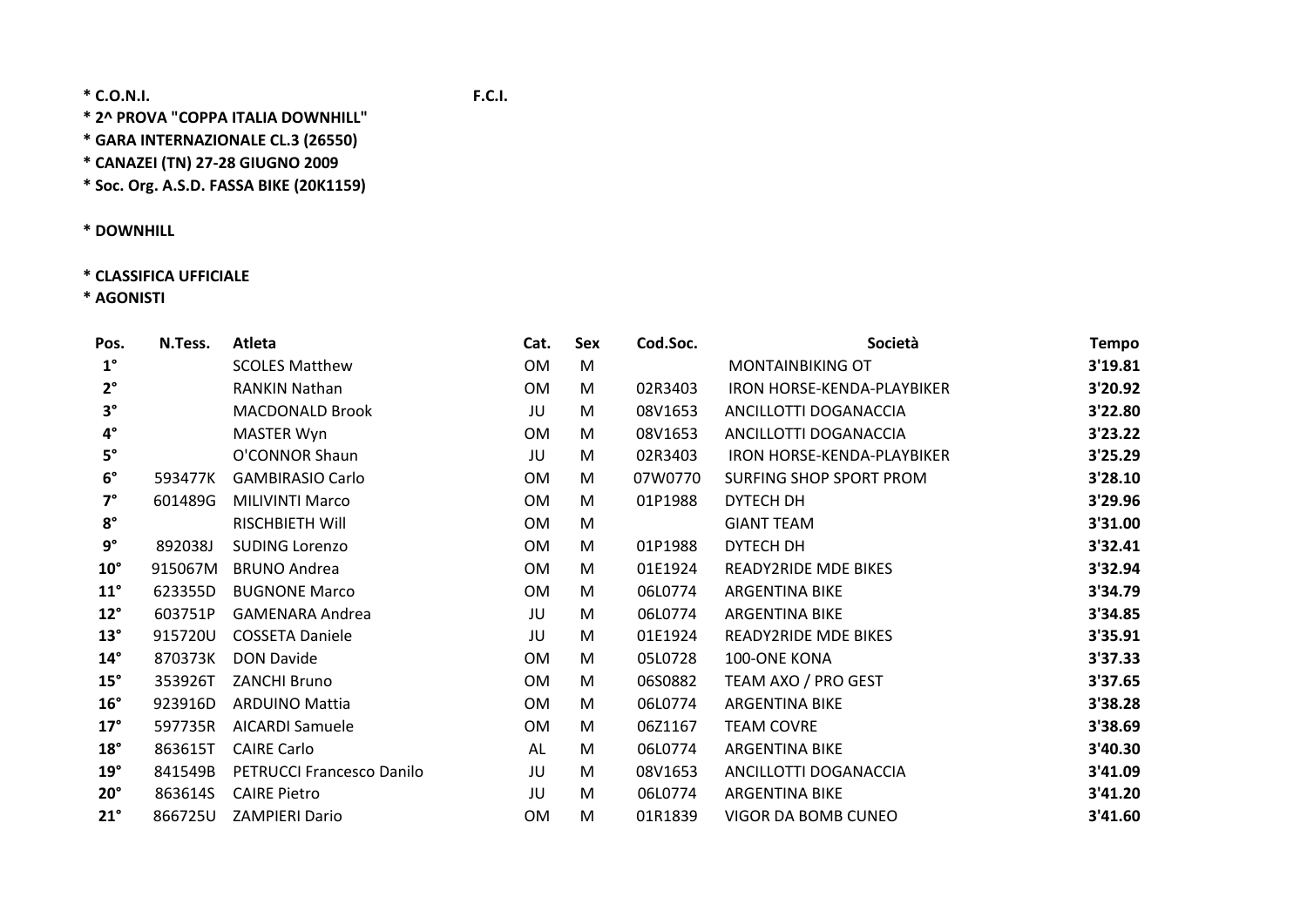\* C.O.N.I. F.C.I.

\* 2^ PROVA "COPPA ITALIA DOWNHILL"

\* GARA INTERNAZIONALE CL.3 (26550)

\* CANAZEI (TN) 27-28 GIUGNO 2009

\* Soc. Org. A.S.D. FASSA BIKE (20K1159)

\* DOWNHILL

\* CLASSIFICA UFFICIALE

\* AGONISTI

| Pos. | N.Tess. | Atleta | Cat. | Sex | Cod.Soc. | Società | Tempo |
|---|---|---|---|---|---|---|---|
| 1° | | SCOLES Matthew | OM | M | | MONTAINBIKING OT | 3'19.81 |
| 2° | | RANKIN Nathan | OM | M | 02R3403 | IRON HORSE-KENDA-PLAYBIKER | 3'20.92 |
| 3° | | MACDONALD Brook | JU | M | 08V1653 | ANCILLOTTI DOGANACCIA | 3'22.80 |
| 4° | | MASTER Wyn | OM | M | 08V1653 | ANCILLOTTI DOGANACCIA | 3'23.22 |
| 5° | | O'CONNOR Shaun | JU | M | 02R3403 | IRON HORSE-KENDA-PLAYBIKER | 3'25.29 |
| 6° | 593477K | GAMBIRASIO Carlo | OM | M | 07W0770 | SURFING SHOP SPORT PROM | 3'28.10 |
| 7° | 601489G | MILIVINTI Marco | OM | M | 01P1988 | DYTECH DH | 3'29.96 |
| 8° | | RISCHBIETH Will | OM | M | | GIANT TEAM | 3'31.00 |
| 9° | 892038J | SUDING Lorenzo | OM | M | 01P1988 | DYTECH DH | 3'32.41 |
| 10° | 915067M | BRUNO Andrea | OM | M | 01E1924 | READY2RIDE MDE BIKES | 3'32.94 |
| 11° | 623355D | BUGNONE Marco | OM | M | 06L0774 | ARGENTINA BIKE | 3'34.79 |
| 12° | 603751P | GAMENARA Andrea | JU | M | 06L0774 | ARGENTINA BIKE | 3'34.85 |
| 13° | 915720U | COSSETA Daniele | JU | M | 01E1924 | READY2RIDE MDE BIKES | 3'35.91 |
| 14° | 870373K | DON Davide | OM | M | 05L0728 | 100-ONE KONA | 3'37.33 |
| 15° | 353926T | ZANCHI Bruno | OM | M | 06S0882 | TEAM AXO / PRO GEST | 3'37.65 |
| 16° | 923916D | ARDUINO Mattia | OM | M | 06L0774 | ARGENTINA BIKE | 3'38.28 |
| 17° | 597735R | AICARDI Samuele | OM | M | 06Z1167 | TEAM COVRE | 3'38.69 |
| 18° | 863615T | CAIRE Carlo | AL | M | 06L0774 | ARGENTINA BIKE | 3'40.30 |
| 19° | 841549B | PETRUCCI Francesco Danilo | JU | M | 08V1653 | ANCILLOTTI DOGANACCIA | 3'41.09 |
| 20° | 863614S | CAIRE Pietro | JU | M | 06L0774 | ARGENTINA BIKE | 3'41.20 |
| 21° | 866725U | ZAMPIERI Dario | OM | M | 01R1839 | VIGOR DA BOMB CUNEO | 3'41.60 |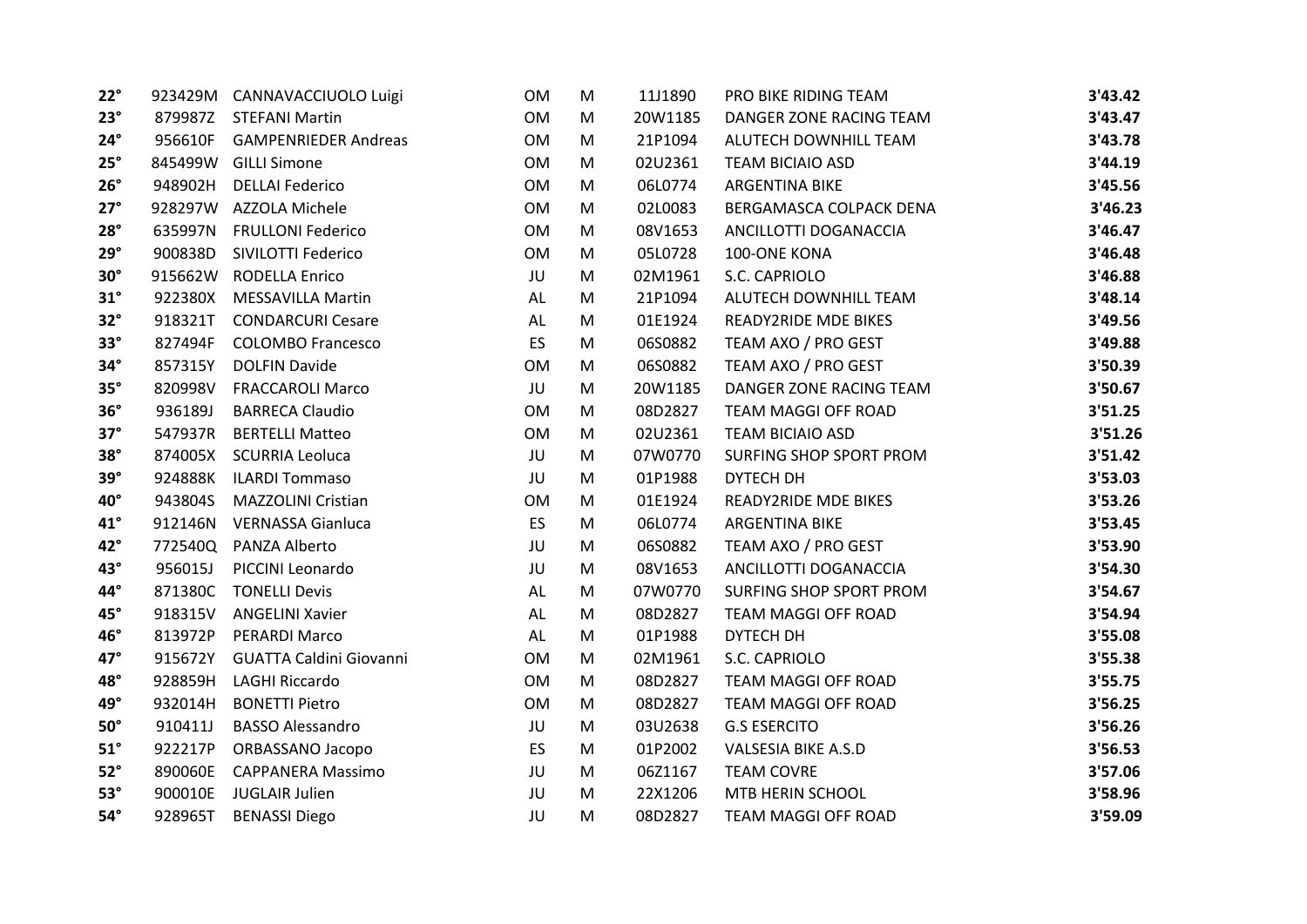| | | | | | | | |
|---|---|---|---|---|---|---|---|
| **22°** | 923429M | CANNAVACCIUOLO Luigi | OM | M | 11J1890 | PRO BIKE RIDING TEAM | **3'43.42** |
| **23°** | 879987Z | STEFANI Martin | OM | M | 20W1185 | DANGER ZONE RACING TEAM | **3'43.47** |
| **24°** | 956610F | GAMPENRIEDER Andreas | OM | M | 21P1094 | ALUTECH DOWNHILL TEAM | **3'43.78** |
| **25°** | 845499W | GILLI Simone | OM | M | 02U2361 | TEAM BICIAIO ASD | **3'44.19** |
| **26°** | 948902H | DELLAI Federico | OM | M | 06L0774 | ARGENTINA BIKE | **3'45.56** |
| **27°** | 928297W | AZZOLA Michele | OM | M | 02L0083 | BERGAMASCA COLPACK DENA | **3'46.23** |
| **28°** | 635997N | FRULLONI Federico | OM | M | 08V1653 | ANCILLOTTI DOGANACCIA | **3'46.47** |
| **29°** | 900838D | SIVILOTTI Federico | OM | M | 05L0728 | 100-ONE KONA | **3'46.48** |
| **30°** | 915662W | RODELLA Enrico | JU | M | 02M1961 | S.C. CAPRIOLO | **3'46.88** |
| **31°** | 922380X | MESSAVILLA Martin | AL | M | 21P1094 | ALUTECH DOWNHILL TEAM | **3'48.14** |
| **32°** | 918321T | CONDARCURI Cesare | AL | M | 01E1924 | READY2RIDE MDE BIKES | **3'49.56** |
| **33°** | 827494F | COLOMBO Francesco | ES | M | 06S0882 | TEAM AXO / PRO GEST | **3'49.88** |
| **34°** | 857315Y | DOLFIN Davide | OM | M | 06S0882 | TEAM AXO / PRO GEST | **3'50.39** |
| **35°** | 820998V | FRACCAROLI Marco | JU | M | 20W1185 | DANGER ZONE RACING TEAM | **3'50.67** |
| **36°** | 936189J | BARRECA Claudio | OM | M | 08D2827 | TEAM MAGGI OFF ROAD | **3'51.25** |
| **37°** | 547937R | BERTELLI Matteo | OM | M | 02U2361 | TEAM BICIAIO ASD | **3'51.26** |
| **38°** | 874005X | SCURRIA Leoluca | JU | M | 07W0770 | SURFING SHOP SPORT PROM | **3'51.42** |
| **39°** | 924888K | ILARDI Tommaso | JU | M | 01P1988 | DYTECH DH | **3'53.03** |
| **40°** | 943804S | MAZZOLINI Cristian | OM | M | 01E1924 | READY2RIDE MDE BIKES | **3'53.26** |
| **41°** | 912146N | VERNASSA Gianluca | ES | M | 06L0774 | ARGENTINA BIKE | **3'53.45** |
| **42°** | 772540Q | PANZA Alberto | JU | M | 06S0882 | TEAM AXO / PRO GEST | **3'53.90** |
| **43°** | 956015J | PICCINI Leonardo | JU | M | 08V1653 | ANCILLOTTI DOGANACCIA | **3'54.30** |
| **44°** | 871380C | TONELLI Devis | AL | M | 07W0770 | SURFING SHOP SPORT PROM | **3'54.67** |
| **45°** | 918315V | ANGELINI Xavier | AL | M | 08D2827 | TEAM MAGGI OFF ROAD | **3'54.94** |
| **46°** | 813972P | PERARDI Marco | AL | M | 01P1988 | DYTECH DH | **3'55.08** |
| **47°** | 915672Y | GUATTA Caldini Giovanni | OM | M | 02M1961 | S.C. CAPRIOLO | **3'55.38** |
| **48°** | 928859H | LAGHI Riccardo | OM | M | 08D2827 | TEAM MAGGI OFF ROAD | **3'55.75** |
| **49°** | 932014H | BONETTI Pietro | OM | M | 08D2827 | TEAM MAGGI OFF ROAD | **3'56.25** |
| **50°** | 910411J | BASSO Alessandro | JU | M | 03U2638 | G.S ESERCITO | **3'56.26** |
| **51°** | 922217P | ORBASSANO Jacopo | ES | M | 01P2002 | VALSESIA BIKE A.S.D | **3'56.53** |
| **52°** | 890060E | CAPPANERA Massimo | JU | M | 06Z1167 | TEAM COVRE | **3'57.06** |
| **53°** | 900010E | JUGLAIR Julien | JU | M | 22X1206 | MTB HERIN SCHOOL | **3'58.96** |
| **54°** | 928965T | BENASSI Diego | JU | M | 08D2827 | TEAM MAGGI OFF ROAD | **3'59.09** |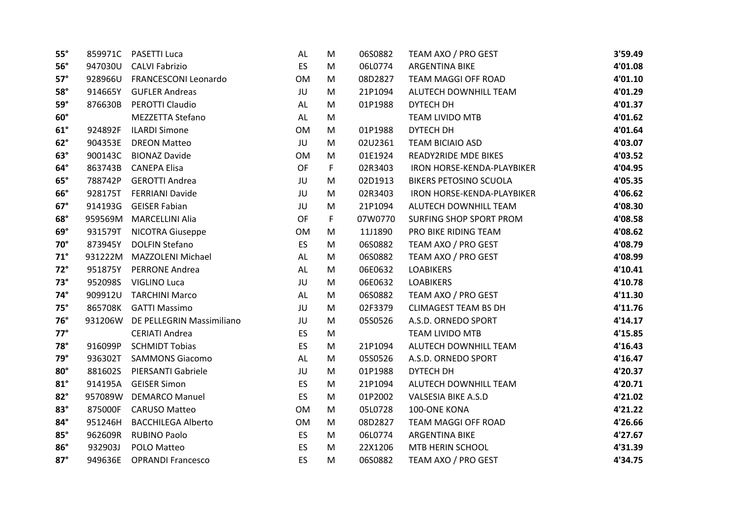| | | | | | | | |
|---|---|---|---|---|---|---|---|
| **55°** | 859971C | PASETTI Luca | AL | M | 06S0882 | TEAM AXO / PRO GEST | **3'59.49** |
| **56°** | 947030U | CALVI Fabrizio | ES | M | 06L0774 | ARGENTINA BIKE | **4'01.08** |
| **57°** | 928966U | FRANCESCONI Leonardo | OM | M | 08D2827 | TEAM MAGGI OFF ROAD | **4'01.10** |
| **58°** | 914665Y | GUFLER Andreas | JU | M | 21P1094 | ALUTECH DOWNHILL TEAM | **4'01.29** |
| **59°** | 876630B | PEROTTI Claudio | AL | M | 01P1988 | DYTECH DH | **4'01.37** |
| **60°** | | MEZZETTA Stefano | AL | M | | TEAM LIVIDO MTB | **4'01.62** |
| **61°** | 924892F | ILARDI Simone | OM | M | 01P1988 | DYTECH DH | **4'01.64** |
| **62°** | 904353E | DREON Matteo | JU | M | 02U2361 | TEAM BICIAIO ASD | **4'03.07** |
| **63°** | 900143C | BIONAZ Davide | OM | M | 01E1924 | READY2RIDE MDE BIKES | **4'03.52** |
| **64°** | 863743B | CANEPA Elisa | OF | F | 02R3403 | IRON HORSE-KENDA-PLAYBIKER | **4'04.95** |
| **65°** | 788742P | GEROTTI Andrea | JU | M | 02D1913 | BIKERS PETOSINO SCUOLA | **4'05.35** |
| **66°** | 928175T | FERRIANI Davide | JU | M | 02R3403 | IRON HORSE-KENDA-PLAYBIKER | **4'06.62** |
| **67°** | 914193G | GEISER Fabian | JU | M | 21P1094 | ALUTECH DOWNHILL TEAM | **4'08.30** |
| **68°** | 959569M | MARCELLINI Alia | OF | F | 07W0770 | SURFING SHOP SPORT PROM | **4'08.58** |
| **69°** | 931579T | NICOTRA Giuseppe | OM | M | 11J1890 | PRO BIKE RIDING TEAM | **4'08.62** |
| **70°** | 873945Y | DOLFIN Stefano | ES | M | 06S0882 | TEAM AXO / PRO GEST | **4'08.79** |
| **71°** | 931222M | MAZZOLENI Michael | AL | M | 06S0882 | TEAM AXO / PRO GEST | **4'08.99** |
| **72°** | 951875Y | PERRONE Andrea | AL | M | 06E0632 | LOABIKERS | **4'10.41** |
| **73°** | 952098S | VIGLINO Luca | JU | M | 06E0632 | LOABIKERS | **4'10.78** |
| **74°** | 909912U | TARCHINI Marco | AL | M | 06S0882 | TEAM AXO / PRO GEST | **4'11.30** |
| **75°** | 865708K | GATTI Massimo | JU | M | 02F3379 | CLIMAGEST TEAM BS DH | **4'11.76** |
| **76°** | 931206W | DE PELLEGRIN Massimiliano | JU | M | 05S0526 | A.S.D. ORNEDO SPORT | **4'14.17** |
| **77°** | | CERIATI Andrea | ES | M | | TEAM LIVIDO MTB | **4'15.85** |
| **78°** | 916099P | SCHMIDT Tobias | ES | M | 21P1094 | ALUTECH DOWNHILL TEAM | **4'16.43** |
| **79°** | 936302T | SAMMONS Giacomo | AL | M | 05S0526 | A.S.D. ORNEDO SPORT | **4'16.47** |
| **80°** | 881602S | PIERSANTI Gabriele | JU | M | 01P1988 | DYTECH DH | **4'20.37** |
| **81°** | 914195A | GEISER Simon | ES | M | 21P1094 | ALUTECH DOWNHILL TEAM | **4'20.71** |
| **82°** | 957089W | DEMARCO Manuel | ES | M | 01P2002 | VALSESIA BIKE A.S.D | **4'21.02** |
| **83°** | 875000F | CARUSO Matteo | OM | M | 05L0728 | 100-ONE KONA | **4'21.22** |
| **84°** | 951246H | BACCHILEGA Alberto | OM | M | 08D2827 | TEAM MAGGI OFF ROAD | **4'26.66** |
| **85°** | 962609R | RUBINO Paolo | ES | M | 06L0774 | ARGENTINA BIKE | **4'27.67** |
| **86°** | 932903J | POLO Matteo | ES | M | 22X1206 | MTB HERIN SCHOOL | **4'31.39** |
| **87°** | 949636E | OPRANDI Francesco | ES | M | 06S0882 | TEAM AXO / PRO GEST | **4'34.75** |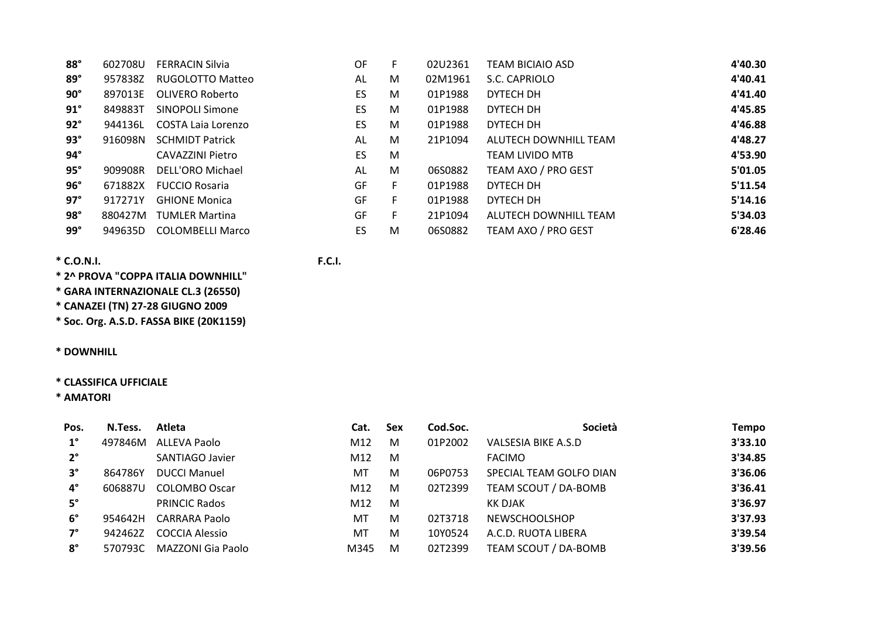| Pos. | N.Tess. | Atleta | Cat. | Sex | Cod.Soc. | Società | Tempo |
|---|---|---|---|---|---|---|---|
| **88°** | 602708U | FERRACIN Silvia | OF | F | 02U2361 | TEAM BICIAIO ASD | **4'40.30** |
| **89°** | 957838Z | RUGOLOTTO Matteo | AL | M | 02M1961 | S.C. CAPRIOLO | **4'40.41** |
| **90°** | 897013E | OLIVERO Roberto | ES | M | 01P1988 | DYTECH DH | **4'41.40** |
| **91°** | 849883T | SINOPOLI Simone | ES | M | 01P1988 | DYTECH DH | **4'45.85** |
| **92°** | 944136L | COSTA Laia Lorenzo | ES | M | 01P1988 | DYTECH DH | **4'46.88** |
| **93°** | 916098N | SCHMIDT Patrick | AL | M | 21P1094 | ALUTECH DOWNHILL TEAM | **4'48.27** |
| **94°** | | CAVAZZINI Pietro | ES | M | | TEAM LIVIDO MTB | **4'53.90** |
| **95°** | 909908R | DELL'ORO Michael | AL | M | 06S0882 | TEAM AXO / PRO GEST | **5'01.05** |
| **96°** | 671882X | FUCCIO Rosaria | GF | F | 01P1988 | DYTECH DH | **5'11.54** |
| **97°** | 917271Y | GHIONE Monica | GF | F | 01P1988 | DYTECH DH | **5'14.16** |
| **98°** | 880427M | TUMLER Martina | GF | F | 21P1094 | ALUTECH DOWNHILL TEAM | **5'34.03** |
| **99°** | 949635D | COLOMBELLI Marco | ES | M | 06S0882 | TEAM AXO / PRO GEST | **6'28.46** |

**\* C.O.N.I.** **F.C.I.**

**\* 2^ PROVA "COPPA ITALIA DOWNHILL"**

**\* GARA INTERNAZIONALE CL.3 (26550)**

**\* CANAZEI (TN) 27-28 GIUGNO 2009**

**\* Soc. Org. A.S.D. FASSA BIKE (20K1159)**

**\* DOWNHILL**

**\* CLASSIFICA UFFICIALE**

**\* AMATORI**

| Pos. | N.Tess. | Atleta | Cat. | Sex | Cod.Soc. | Società | Tempo |
|---|---|---|---|---|---|---|---|
| **1°** | 497846M | ALLEVA Paolo | M12 | M | 01P2002 | VALSESIA BIKE A.S.D | **3'33.10** |
| **2°** | | SANTIAGO Javier | M12 | M | | FACIMO | **3'34.85** |
| **3°** | 864786Y | DUCCI Manuel | MT | M | 06P0753 | SPECIAL TEAM GOLFO DIAN | **3'36.06** |
| **4°** | 606887U | COLOMBO Oscar | M12 | M | 02T2399 | TEAM SCOUT / DA-BOMB | **3'36.41** |
| **5°** | | PRINCIC Rados | M12 | M | | KK DJAK | **3'36.97** |
| **6°** | 954642H | CARRARA Paolo | MT | M | 02T3718 | NEWSCHOOLSHOP | **3'37.93** |
| **7°** | 942462Z | COCCIA Alessio | MT | M | 10Y0524 | A.C.D. RUOTA LIBERA | **3'39.54** |
| **8°** | 570793C | MAZZONI Gia Paolo | M345 | M | 02T2399 | TEAM SCOUT / DA-BOMB | **3'39.56** |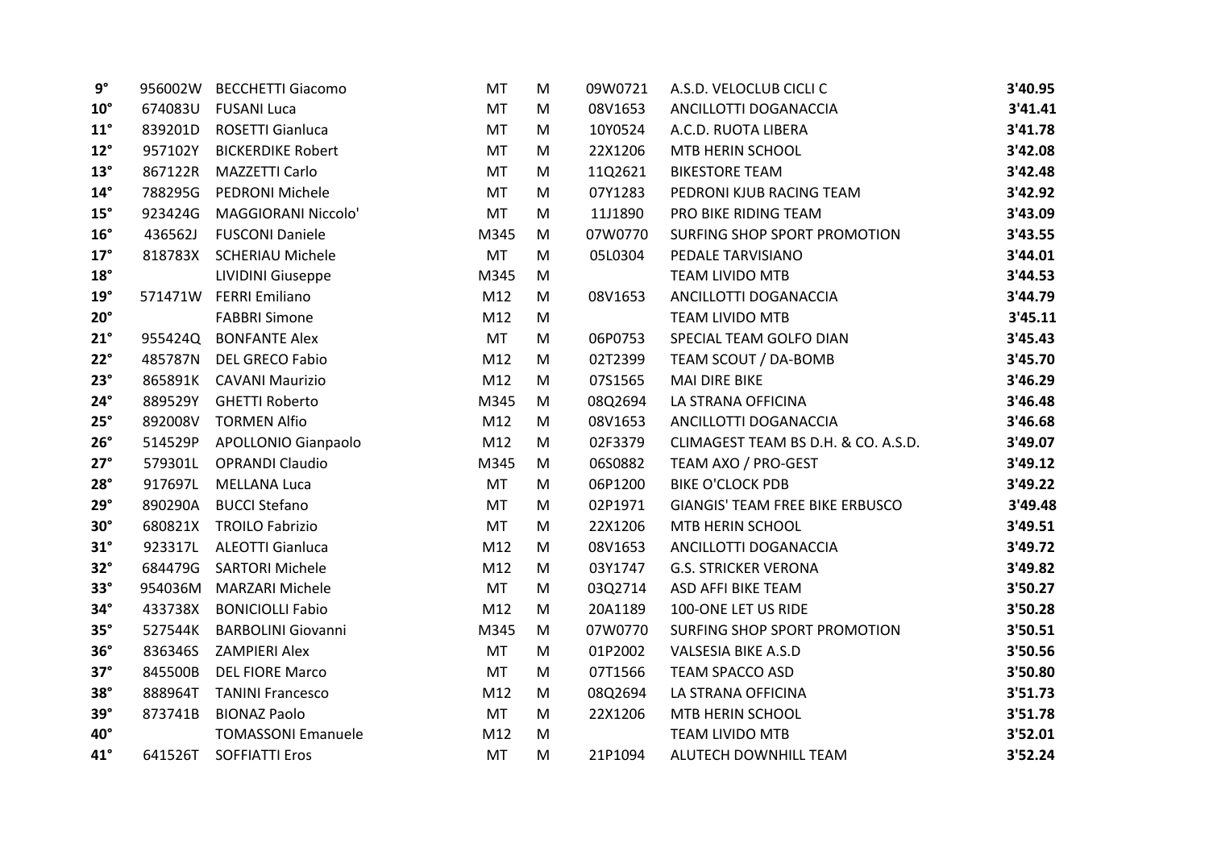| | | | | | | | |
|---|---|---|---|---|---|---|---|
| **9°** | 956002W | BECCHETTI Giacomo | MT | M | 09W0721 | A.S.D. VELOCLUB CICLI C | **3'40.95** |
| **10°** | 674083U | FUSANI Luca | MT | M | 08V1653 | ANCILLOTTI DOGANACCIA | **3'41.41** |
| **11°** | 839201D | ROSETTI Gianluca | MT | M | 10Y0524 | A.C.D. RUOTA LIBERA | **3'41.78** |
| **12°** | 957102Y | BICKERDIKE Robert | MT | M | 22X1206 | MTB HERIN SCHOOL | **3'42.08** |
| **13°** | 867122R | MAZZETTI Carlo | MT | M | 11Q2621 | BIKESTORE TEAM | **3'42.48** |
| **14°** | 788295G | PEDRONI Michele | MT | M | 07Y1283 | PEDRONI KJUB RACING TEAM | **3'42.92** |
| **15°** | 923424G | MAGGIORANI Niccolo' | MT | M | 11J1890 | PRO BIKE RIDING TEAM | **3'43.09** |
| **16°** | 436562J | FUSCONI Daniele | M345 | M | 07W0770 | SURFING SHOP SPORT PROMOTION | **3'43.55** |
| **17°** | 818783X | SCHERIAU Michele | MT | M | 05L0304 | PEDALE TARVISIANO | **3'44.01** |
| **18°** | | LIVIDINI Giuseppe | M345 | M | | TEAM LIVIDO MTB | **3'44.53** |
| **19°** | 571471W | FERRI Emiliano | M12 | M | 08V1653 | ANCILLOTTI DOGANACCIA | **3'44.79** |
| **20°** | | FABBRI Simone | M12 | M | | TEAM LIVIDO MTB | **3'45.11** |
| **21°** | 955424Q | BONFANTE Alex | MT | M | 06P0753 | SPECIAL TEAM GOLFO DIAN | **3'45.43** |
| **22°** | 485787N | DEL GRECO Fabio | M12 | M | 02T2399 | TEAM SCOUT / DA-BOMB | **3'45.70** |
| **23°** | 865891K | CAVANI Maurizio | M12 | M | 07S1565 | MAI DIRE BIKE | **3'46.29** |
| **24°** | 889529Y | GHETTI Roberto | M345 | M | 08Q2694 | LA STRANA OFFICINA | **3'46.48** |
| **25°** | 892008V | TORMEN Alfio | M12 | M | 08V1653 | ANCILLOTTI DOGANACCIA | **3'46.68** |
| **26°** | 514529P | APOLLONIO Gianpaolo | M12 | M | 02F3379 | CLIMAGEST TEAM BS D.H. & CO. A.S.D. | **3'49.07** |
| **27°** | 579301L | OPRANDI Claudio | M345 | M | 06S0882 | TEAM AXO / PRO-GEST | **3'49.12** |
| **28°** | 917697L | MELLANA Luca | MT | M | 06P1200 | BIKE O'CLOCK PDB | **3'49.22** |
| **29°** | 890290A | BUCCI Stefano | MT | M | 02P1971 | GIANGIS' TEAM FREE BIKE ERBUSCO | **3'49.48** |
| **30°** | 680821X | TROILO Fabrizio | MT | M | 22X1206 | MTB HERIN SCHOOL | **3'49.51** |
| **31°** | 923317L | ALEOTTI Gianluca | M12 | M | 08V1653 | ANCILLOTTI DOGANACCIA | **3'49.72** |
| **32°** | 684479G | SARTORI Michele | M12 | M | 03Y1747 | G.S. STRICKER VERONA | **3'49.82** |
| **33°** | 954036M | MARZARI Michele | MT | M | 03Q2714 | ASD AFFI BIKE TEAM | **3'50.27** |
| **34°** | 433738X | BONICIOLLI Fabio | M12 | M | 20A1189 | 100-ONE LET US RIDE | **3'50.28** |
| **35°** | 527544K | BARBOLINI Giovanni | M345 | M | 07W0770 | SURFING SHOP SPORT PROMOTION | **3'50.51** |
| **36°** | 836346S | ZAMPIERI Alex | MT | M | 01P2002 | VALSESIA BIKE A.S.D | **3'50.56** |
| **37°** | 845500B | DEL FIORE Marco | MT | M | 07T1566 | TEAM SPACCO ASD | **3'50.80** |
| **38°** | 888964T | TANINI Francesco | M12 | M | 08Q2694 | LA STRANA OFFICINA | **3'51.73** |
| **39°** | 873741B | BIONAZ Paolo | MT | M | 22X1206 | MTB HERIN SCHOOL | **3'51.78** |
| **40°** | | TOMASSONI Emanuele | M12 | M | | TEAM LIVIDO MTB | **3'52.01** |
| **41°** | 641526T | SOFFIATTI Eros | MT | M | 21P1094 | ALUTECH DOWNHILL TEAM | **3'52.24** |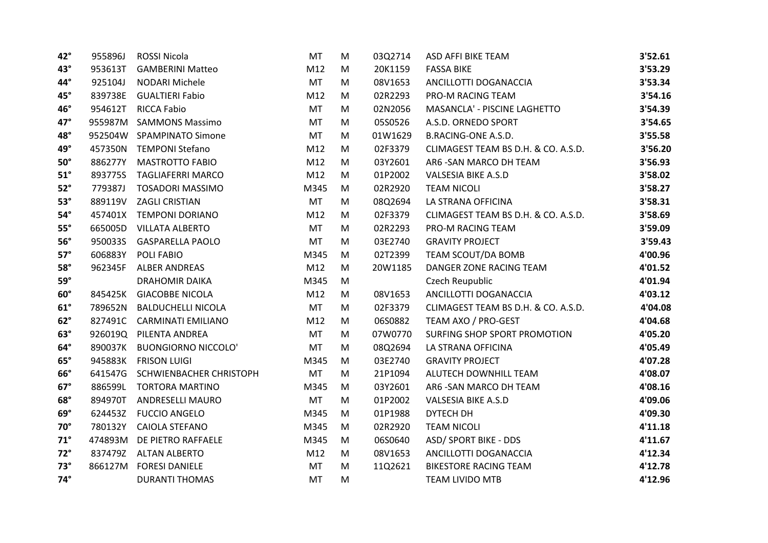| | | | | | | | |
|---|---|---|---|---|---|---|---|
| **42°** | 955896J | ROSSI Nicola | MT | M | 03Q2714 | ASD AFFI BIKE TEAM | **3'52.61** |
| **43°** | 953613T | GAMBERINI Matteo | M12 | M | 20K1159 | FASSA BIKE | **3'53.29** |
| **44°** | 925104J | NODARI Michele | MT | M | 08V1653 | ANCILLOTTI DOGANACCIA | **3'53.34** |
| **45°** | 839738E | GUALTIERI Fabio | M12 | M | 02R2293 | PRO-M RACING TEAM | **3'54.16** |
| **46°** | 954612T | RICCA Fabio | MT | M | 02N2056 | MASANCLA' - PISCINE LAGHETTO | **3'54.39** |
| **47°** | 955987M | SAMMONS Massimo | MT | M | 05S0526 | A.S.D. ORNEDO SPORT | **3'54.65** |
| **48°** | 952504W | SPAMPINATO Simone | MT | M | 01W1629 | B.RACING-ONE A.S.D. | **3'55.58** |
| **49°** | 457350N | TEMPONI Stefano | M12 | M | 02F3379 | CLIMAGEST TEAM BS D.H. & CO. A.S.D. | **3'56.20** |
| **50°** | 886277Y | MASTROTTO FABIO | M12 | M | 03Y2601 | AR6 -SAN MARCO DH TEAM | **3'56.93** |
| **51°** | 893775S | TAGLIAFERRI MARCO | M12 | M | 01P2002 | VALSESIA BIKE A.S.D | **3'58.02** |
| **52°** | 779387J | TOSADORI MASSIMO | M345 | M | 02R2920 | TEAM NICOLI | **3'58.27** |
| **53°** | 889119V | ZAGLI CRISTIAN | MT | M | 08Q2694 | LA STRANA OFFICINA | **3'58.31** |
| **54°** | 457401X | TEMPONI DORIANO | M12 | M | 02F3379 | CLIMAGEST TEAM BS D.H. & CO. A.S.D. | **3'58.69** |
| **55°** | 665005D | VILLATA ALBERTO | MT | M | 02R2293 | PRO-M RACING TEAM | **3'59.09** |
| **56°** | 950033S | GASPARELLA PAOLO | MT | M | 03E2740 | GRAVITY PROJECT | **3'59.43** |
| **57°** | 606883Y | POLI FABIO | M345 | M | 02T2399 | TEAM SCOUT/DA BOMB | **4'00.96** |
| **58°** | 962345F | ALBER ANDREAS | M12 | M | 20W1185 | DANGER ZONE RACING TEAM | **4'01.52** |
| **59°** | | DRAHOMIR DAIKA | M345 | M | | Czech Reupublic | **4'01.94** |
| **60°** | 845425K | GIACOBBE NICOLA | M12 | M | 08V1653 | ANCILLOTTI DOGANACCIA | **4'03.12** |
| **61°** | 789652N | BALDUCHELLI NICOLA | MT | M | 02F3379 | CLIMAGEST TEAM BS D.H. & CO. A.S.D. | **4'04.08** |
| **62°** | 827491C | CARMINATI EMILIANO | M12 | M | 06S0882 | TEAM AXO / PRO-GEST | **4'04.68** |
| **63°** | 926019Q | PILENTA ANDREA | MT | M | 07W0770 | SURFING SHOP SPORT PROMOTION | **4'05.20** |
| **64°** | 890037K | BUONGIORNO NICCOLO' | MT | M | 08Q2694 | LA STRANA OFFICINA | **4'05.49** |
| **65°** | 945883K | FRISON LUIGI | M345 | M | 03E2740 | GRAVITY PROJECT | **4'07.28** |
| **66°** | 641547G | SCHWIENBACHER CHRISTOPH | MT | M | 21P1094 | ALUTECH DOWNHILL TEAM | **4'08.07** |
| **67°** | 886599L | TORTORA MARTINO | M345 | M | 03Y2601 | AR6 -SAN MARCO DH TEAM | **4'08.16** |
| **68°** | 894970T | ANDRESELLI MAURO | MT | M | 01P2002 | VALSESIA BIKE A.S.D | **4'09.06** |
| **69°** | 624453Z | FUCCIO ANGELO | M345 | M | 01P1988 | DYTECH DH | **4'09.30** |
| **70°** | 780132Y | CAIOLA STEFANO | M345 | M | 02R2920 | TEAM NICOLI | **4'11.18** |
| **71°** | 474893M | DE PIETRO RAFFAELE | M345 | M | 06S0640 | ASD/ SPORT BIKE - DDS | **4'11.67** |
| **72°** | 837479Z | ALTAN ALBERTO | M12 | M | 08V1653 | ANCILLOTTI DOGANACCIA | **4'12.34** |
| **73°** | 866127M | FORESI DANIELE | MT | M | 11Q2621 | BIKESTORE RACING TEAM | **4'12.78** |
| **74°** | | DURANTI THOMAS | MT | M | | TEAM LIVIDO MTB | **4'12.96** |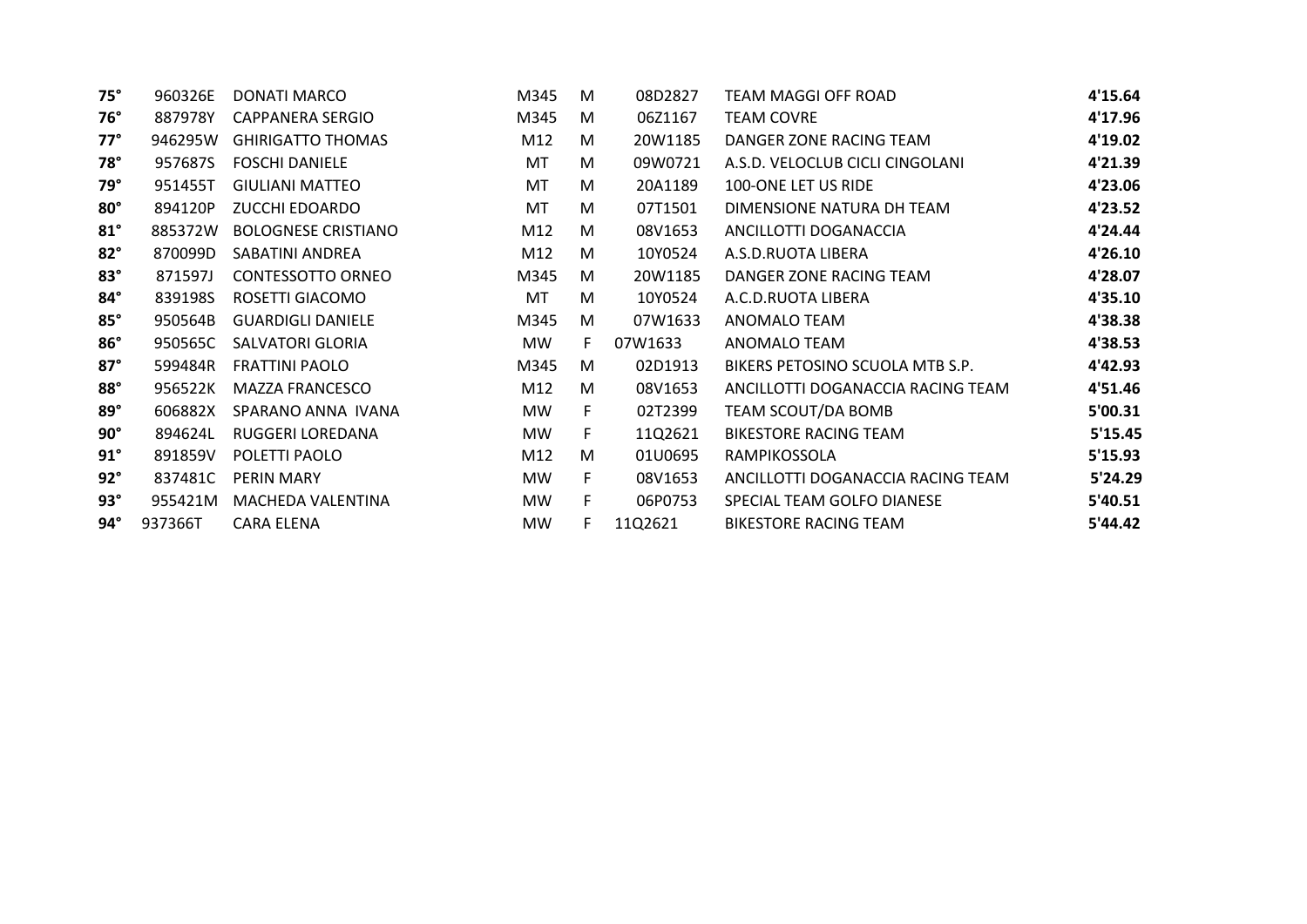| | | | | | | | |
|---|---|---|---|---|---|---|---|
| **75°** | 960326E | DONATI MARCO | M345 | M | 08D2827 | TEAM MAGGI OFF ROAD | **4'15.64** |
| **76°** | 887978Y | CAPPANERA SERGIO | M345 | M | 06Z1167 | TEAM COVRE | **4'17.96** |
| **77°** | 946295W | GHIRIGATTO THOMAS | M12 | M | 20W1185 | DANGER ZONE RACING TEAM | **4'19.02** |
| **78°** | 957687S | FOSCHI DANIELE | MT | M | 09W0721 | A.S.D. VELOCLUB CICLI CINGOLANI | **4'21.39** |
| **79°** | 951455T | GIULIANI MATTEO | MT | M | 20A1189 | 100-ONE LET US RIDE | **4'23.06** |
| **80°** | 894120P | ZUCCHI EDOARDO | MT | M | 07T1501 | DIMENSIONE NATURA DH TEAM | **4'23.52** |
| **81°** | 885372W | BOLOGNESE CRISTIANO | M12 | M | 08V1653 | ANCILLOTTI DOGANACCIA | **4'24.44** |
| **82°** | 870099D | SABATINI ANDREA | M12 | M | 10Y0524 | A.S.D.RUOTA LIBERA | **4'26.10** |
| **83°** | 871597J | CONTESSOTTO ORNEO | M345 | M | 20W1185 | DANGER ZONE RACING TEAM | **4'28.07** |
| **84°** | 839198S | ROSETTI GIACOMO | MT | M | 10Y0524 | A.C.D.RUOTA LIBERA | **4'35.10** |
| **85°** | 950564B | GUARDIGLI DANIELE | M345 | M | 07W1633 | ANOMALO TEAM | **4'38.38** |
| **86°** | 950565C | SALVATORI GLORIA | MW | F | 07W1633 | ANOMALO TEAM | **4'38.53** |
| **87°** | 599484R | FRATTINI PAOLO | M345 | M | 02D1913 | BIKERS PETOSINO SCUOLA MTB S.P. | **4'42.93** |
| **88°** | 956522K | MAZZA FRANCESCO | M12 | M | 08V1653 | ANCILLOTTI DOGANACCIA RACING TEAM | **4'51.46** |
| **89°** | 606882X | SPARANO ANNA IVANA | MW | F | 02T2399 | TEAM SCOUT/DA BOMB | **5'00.31** |
| **90°** | 894624L | RUGGERI LOREDANA | MW | F | 11Q2621 | BIKESTORE RACING TEAM | **5'15.45** |
| **91°** | 891859V | POLETTI PAOLO | M12 | M | 01U0695 | RAMPIKOSSOLA | **5'15.93** |
| **92°** | 837481C | PERIN MARY | MW | F | 08V1653 | ANCILLOTTI DOGANACCIA RACING TEAM | **5'24.29** |
| **93°** | 955421M | MACHEDA VALENTINA | MW | F | 06P0753 | SPECIAL TEAM GOLFO DIANESE | **5'40.51** |
| **94°** | 937366T | CARA ELENA | MW | F | 11Q2621 | BIKESTORE RACING TEAM | **5'44.42** |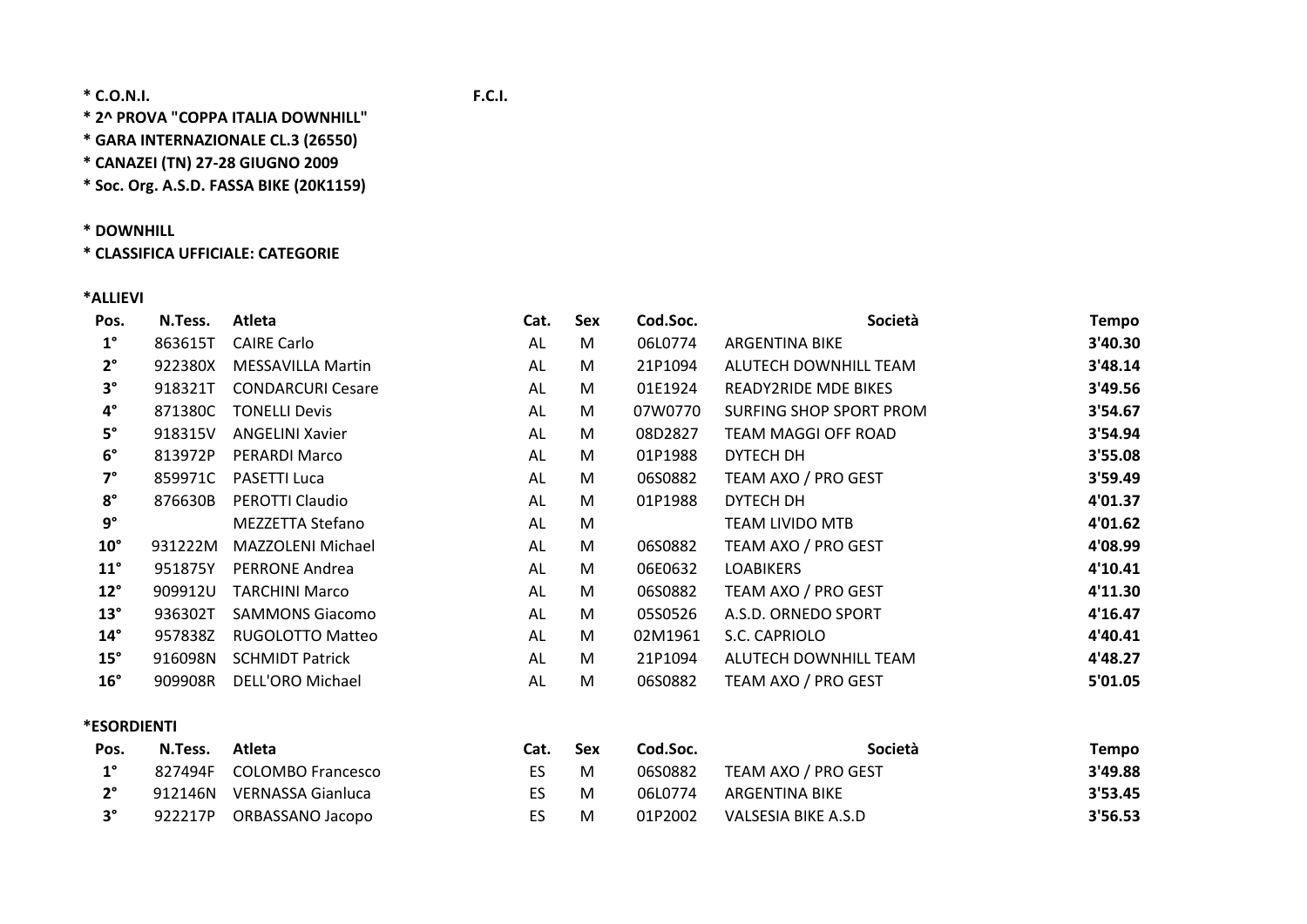**\* C.O.N.I.** **F.C.I.**

**\* 2^ PROVA "COPPA ITALIA DOWNHILL"**

**\* GARA INTERNAZIONALE CL.3 (26550)**

**\* CANAZEI (TN) 27-28 GIUGNO 2009**

**\* Soc. Org. A.S.D. FASSA BIKE (20K1159)**

**\* DOWNHILL**

**\* CLASSIFICA UFFICIALE: CATEGORIE**

**\*ALLIEVI**

| Pos. | N.Tess. | Atleta | Cat. | Sex | Cod.Soc. | Società | Tempo |
|---|---|---|---|---|---|---|---|
| 1° | 863615T | CAIRE Carlo | AL | M | 06L0774 | ARGENTINA BIKE | 3'40.30 |
| 2° | 922380X | MESSAVILLA Martin | AL | M | 21P1094 | ALUTECH DOWNHILL TEAM | 3'48.14 |
| 3° | 918321T | CONDARCURI Cesare | AL | M | 01E1924 | READY2RIDE MDE BIKES | 3'49.56 |
| 4° | 871380C | TONELLI Devis | AL | M | 07W0770 | SURFING SHOP SPORT PROM | 3'54.67 |
| 5° | 918315V | ANGELINI Xavier | AL | M | 08D2827 | TEAM MAGGI OFF ROAD | 3'54.94 |
| 6° | 813972P | PERARDI Marco | AL | M | 01P1988 | DYTECH DH | 3'55.08 |
| 7° | 859971C | PASETTI Luca | AL | M | 06S0882 | TEAM AXO / PRO GEST | 3'59.49 |
| 8° | 876630B | PEROTTI Claudio | AL | M | 01P1988 | DYTECH DH | 4'01.37 |
| 9° | | MEZZETTA Stefano | AL | M | | TEAM LIVIDO MTB | 4'01.62 |
| 10° | 931222M | MAZZOLENI Michael | AL | M | 06S0882 | TEAM AXO / PRO GEST | 4'08.99 |
| 11° | 951875Y | PERRONE Andrea | AL | M | 06E0632 | LOABIKERS | 4'10.41 |
| 12° | 909912U | TARCHINI Marco | AL | M | 06S0882 | TEAM AXO / PRO GEST | 4'11.30 |
| 13° | 936302T | SAMMONS Giacomo | AL | M | 05S0526 | A.S.D. ORNEDO SPORT | 4'16.47 |
| 14° | 957838Z | RUGOLOTTO Matteo | AL | M | 02M1961 | S.C. CAPRIOLO | 4'40.41 |
| 15° | 916098N | SCHMIDT Patrick | AL | M | 21P1094 | ALUTECH DOWNHILL TEAM | 4'48.27 |
| 16° | 909908R | DELL'ORO Michael | AL | M | 06S0882 | TEAM AXO / PRO GEST | 5'01.05 |

**\*ESORDIENTI**

| Pos. | N.Tess. | Atleta | Cat. | Sex | Cod.Soc. | Società | Tempo |
|---|---|---|---|---|---|---|---|
| 1° | 827494F | COLOMBO Francesco | ES | M | 06S0882 | TEAM AXO / PRO GEST | 3'49.88 |
| 2° | 912146N | VERNASSA Gianluca | ES | M | 06L0774 | ARGENTINA BIKE | 3'53.45 |
| 3° | 922217P | ORBASSANO Jacopo | ES | M | 01P2002 | VALSESIA BIKE A.S.D | 3'56.53 |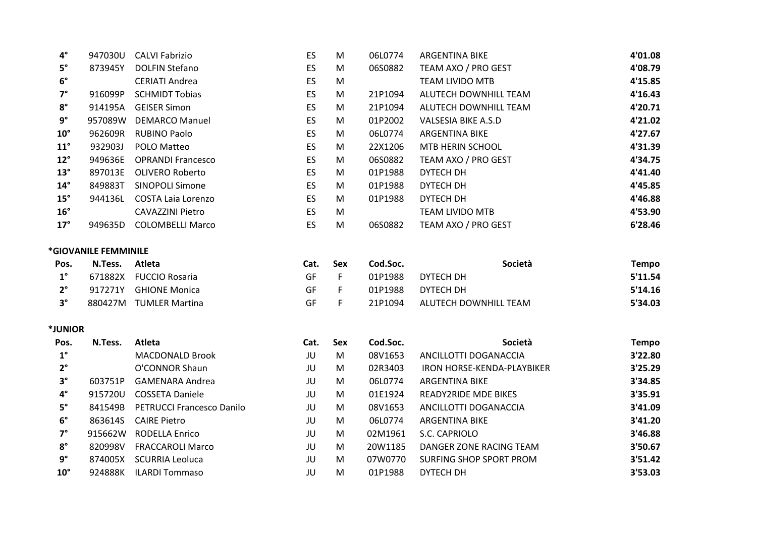| Pos. | N.Tess. | Atleta | Cat. | Sex | Cod.Soc. | Società | Tempo |
|---|---|---|---|---|---|---|---|
| 4° | 947030U | CALVI Fabrizio | ES | M | 06L0774 | ARGENTINA BIKE | 4'01.08 |
| 5° | 873945Y | DOLFIN Stefano | ES | M | 06S0882 | TEAM AXO / PRO GEST | 4'08.79 |
| 6° | | CERIATI Andrea | ES | M | | TEAM LIVIDO MTB | 4'15.85 |
| 7° | 916099P | SCHMIDT Tobias | ES | M | 21P1094 | ALUTECH DOWNHILL TEAM | 4'16.43 |
| 8° | 914195A | GEISER Simon | ES | M | 21P1094 | ALUTECH DOWNHILL TEAM | 4'20.71 |
| 9° | 957089W | DEMARCO Manuel | ES | M | 01P2002 | VALSESIA BIKE A.S.D | 4'21.02 |
| 10° | 962609R | RUBINO Paolo | ES | M | 06L0774 | ARGENTINA BIKE | 4'27.67 |
| 11° | 932903J | POLO Matteo | ES | M | 22X1206 | MTB HERIN SCHOOL | 4'31.39 |
| 12° | 949636E | OPRANDI Francesco | ES | M | 06S0882 | TEAM AXO / PRO GEST | 4'34.75 |
| 13° | 897013E | OLIVERO Roberto | ES | M | 01P1988 | DYTECH DH | 4'41.40 |
| 14° | 849883T | SINOPOLI Simone | ES | M | 01P1988 | DYTECH DH | 4'45.85 |
| 15° | 944136L | COSTA Laia Lorenzo | ES | M | 01P1988 | DYTECH DH | 4'46.88 |
| 16° | | CAVAZZINI Pietro | ES | M | | TEAM LIVIDO MTB | 4'53.90 |
| 17° | 949635D | COLOMBELLI Marco | ES | M | 06S0882 | TEAM AXO / PRO GEST | 6'28.46 |

**\*GIOVANILE FEMMINILE**

| Pos. | N.Tess. | Atleta | Cat. | Sex | Cod.Soc. | Società | Tempo |
|---|---|---|---|---|---|---|---|
| 1° | 671882X | FUCCIO Rosaria | GF | F | 01P1988 | DYTECH DH | 5'11.54 |
| 2° | 917271Y | GHIONE Monica | GF | F | 01P1988 | DYTECH DH | 5'14.16 |
| 3° | 880427M | TUMLER Martina | GF | F | 21P1094 | ALUTECH DOWNHILL TEAM | 5'34.03 |

**\*JUNIOR**

| Pos. | N.Tess. | Atleta | Cat. | Sex | Cod.Soc. | Società | Tempo |
|---|---|---|---|---|---|---|---|
| 1° | | MACDONALD Brook | JU | M | 08V1653 | ANCILLOTTI DOGANACCIA | 3'22.80 |
| 2° | | O'CONNOR Shaun | JU | M | 02R3403 | IRON HORSE-KENDA-PLAYBIKER | 3'25.29 |
| 3° | 603751P | GAMENARA Andrea | JU | M | 06L0774 | ARGENTINA BIKE | 3'34.85 |
| 4° | 915720U | COSSETA Daniele | JU | M | 01E1924 | READY2RIDE MDE BIKES | 3'35.91 |
| 5° | 841549B | PETRUCCI Francesco Danilo | JU | M | 08V1653 | ANCILLOTTI DOGANACCIA | 3'41.09 |
| 6° | 863614S | CAIRE Pietro | JU | M | 06L0774 | ARGENTINA BIKE | 3'41.20 |
| 7° | 915662W | RODELLA Enrico | JU | M | 02M1961 | S.C. CAPRIOLO | 3'46.88 |
| 8° | 820998V | FRACCAROLI Marco | JU | M | 20W1185 | DANGER ZONE RACING TEAM | 3'50.67 |
| 9° | 874005X | SCURRIA Leoluca | JU | M | 07W0770 | SURFING SHOP SPORT PROM | 3'51.42 |
| 10° | 924888K | ILARDI Tommaso | JU | M | 01P1988 | DYTECH DH | 3'53.03 |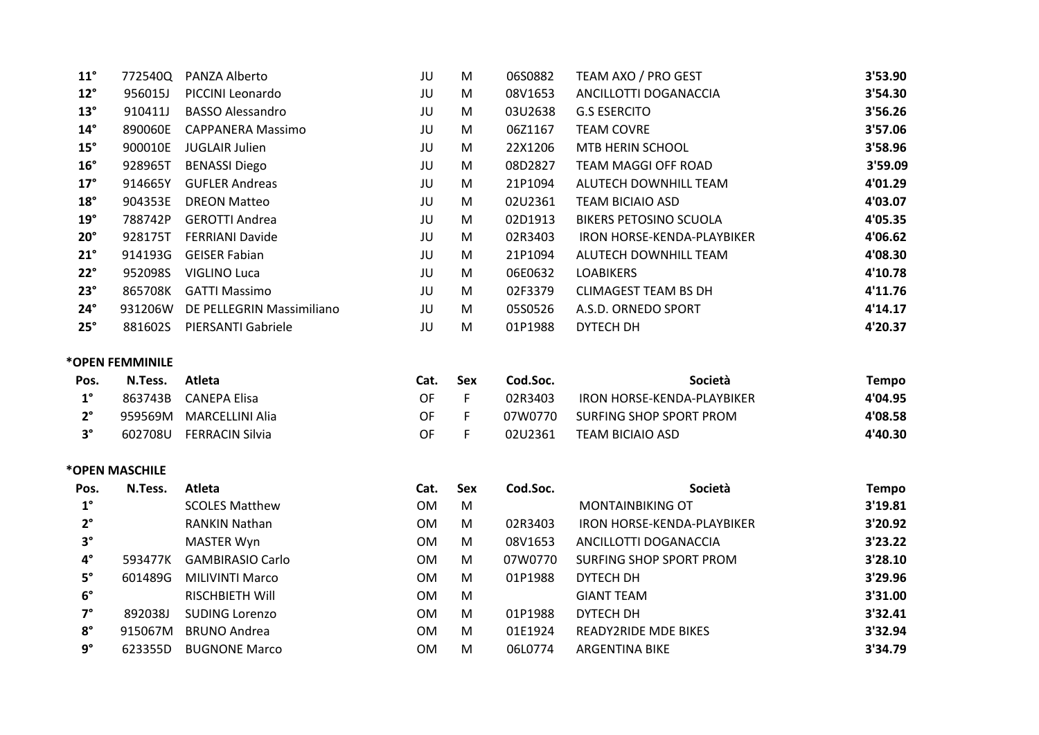| Pos. | N.Tess. | Atleta | Cat. | Sex | Cod.Soc. | Società | Tempo |
|---|---|---|---|---|---|---|---|
| 11° | 772540Q | PANZA Alberto | JU | M | 06S0882 | TEAM AXO / PRO GEST | 3'53.90 |
| 12° | 956015J | PICCINI Leonardo | JU | M | 08V1653 | ANCILLOTTI DOGANACCIA | 3'54.30 |
| 13° | 910411J | BASSO Alessandro | JU | M | 03U2638 | G.S ESERCITO | 3'56.26 |
| 14° | 890060E | CAPPANERA Massimo | JU | M | 06Z1167 | TEAM COVRE | 3'57.06 |
| 15° | 900010E | JUGLAIR Julien | JU | M | 22X1206 | MTB HERIN SCHOOL | 3'58.96 |
| 16° | 928965T | BENASSI Diego | JU | M | 08D2827 | TEAM MAGGI OFF ROAD | 3'59.09 |
| 17° | 914665Y | GUFLER Andreas | JU | M | 21P1094 | ALUTECH DOWNHILL TEAM | 4'01.29 |
| 18° | 904353E | DREON Matteo | JU | M | 02U2361 | TEAM BICIAIO ASD | 4'03.07 |
| 19° | 788742P | GEROTTI Andrea | JU | M | 02D1913 | BIKERS PETOSINO SCUOLA | 4'05.35 |
| 20° | 928175T | FERRIANI Davide | JU | M | 02R3403 | IRON HORSE-KENDA-PLAYBIKER | 4'06.62 |
| 21° | 914193G | GEISER Fabian | JU | M | 21P1094 | ALUTECH DOWNHILL TEAM | 4'08.30 |
| 22° | 952098S | VIGLINO Luca | JU | M | 06E0632 | LOABIKERS | 4'10.78 |
| 23° | 865708K | GATTI Massimo | JU | M | 02F3379 | CLIMAGEST TEAM BS DH | 4'11.76 |
| 24° | 931206W | DE PELLEGRIN Massimiliano | JU | M | 05S0526 | A.S.D. ORNEDO SPORT | 4'14.17 |
| 25° | 881602S | PIERSANTI Gabriele | JU | M | 01P1988 | DYTECH DH | 4'20.37 |

**\*OPEN FEMMINILE**

| Pos. | N.Tess. | Atleta | Cat. | Sex | Cod.Soc. | Società | Tempo |
|---|---|---|---|---|---|---|---|
| 1° | 863743B | CANEPA Elisa | OF | F | 02R3403 | IRON HORSE-KENDA-PLAYBIKER | 4'04.95 |
| 2° | 959569M | MARCELLINI Alia | OF | F | 07W0770 | SURFING SHOP SPORT PROM | 4'08.58 |
| 3° | 602708U | FERRACIN Silvia | OF | F | 02U2361 | TEAM BICIAIO ASD | 4'40.30 |

**\*OPEN MASCHILE**

| Pos. | N.Tess. | Atleta | Cat. | Sex | Cod.Soc. | Società | Tempo |
|---|---|---|---|---|---|---|---|
| 1° | | SCOLES Matthew | OM | M | | MONTAINBIKING OT | 3'19.81 |
| 2° | | RANKIN Nathan | OM | M | 02R3403 | IRON HORSE-KENDA-PLAYBIKER | 3'20.92 |
| 3° | | MASTER Wyn | OM | M | 08V1653 | ANCILLOTTI DOGANACCIA | 3'23.22 |
| 4° | 593477K | GAMBIRASIO Carlo | OM | M | 07W0770 | SURFING SHOP SPORT PROM | 3'28.10 |
| 5° | 601489G | MILIVINTI Marco | OM | M | 01P1988 | DYTECH DH | 3'29.96 |
| 6° | | RISCHBIETH Will | OM | M | | GIANT TEAM | 3'31.00 |
| 7° | 892038J | SUDING Lorenzo | OM | M | 01P1988 | DYTECH DH | 3'32.41 |
| 8° | 915067M | BRUNO Andrea | OM | M | 01E1924 | READY2RIDE MDE BIKES | 3'32.94 |
| 9° | 623355D | BUGNONE Marco | OM | M | 06L0774 | ARGENTINA BIKE | 3'34.79 |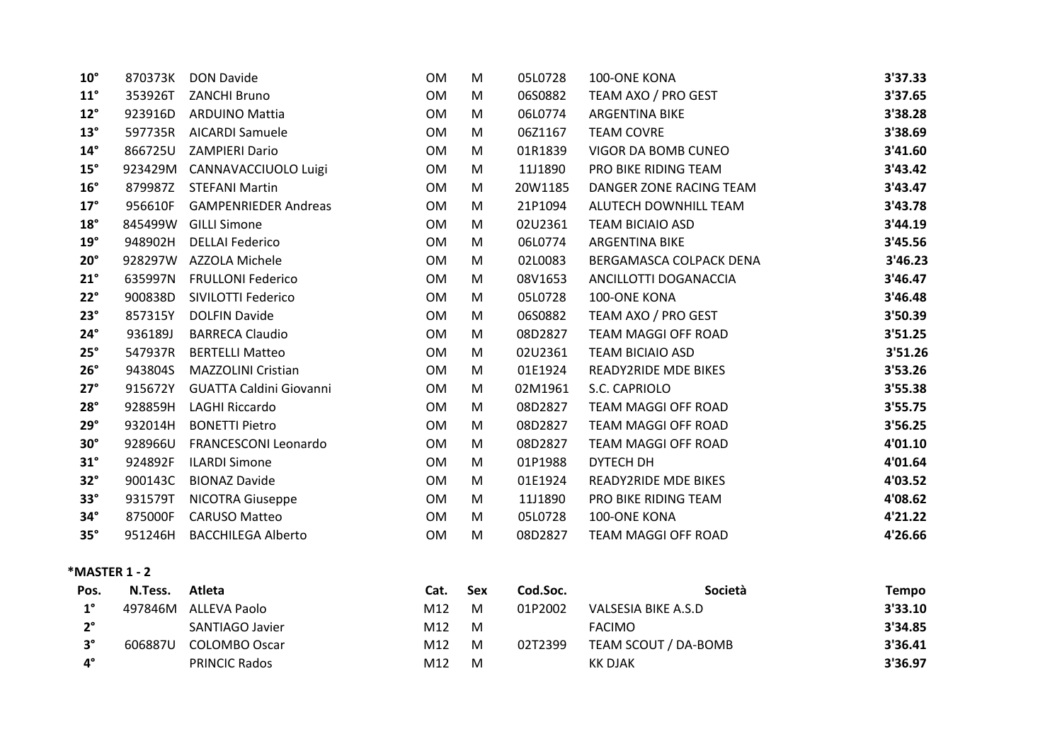| | | | | | | | |
|---|---|---|---|---|---|---|---|
| **10°** | 870373K | DON Davide | OM | M | 05L0728 | 100-ONE KONA | **3'37.33** |
| **11°** | 353926T | ZANCHI Bruno | OM | M | 06S0882 | TEAM AXO / PRO GEST | **3'37.65** |
| **12°** | 923916D | ARDUINO Mattia | OM | M | 06L0774 | ARGENTINA BIKE | **3'38.28** |
| **13°** | 597735R | AICARDI Samuele | OM | M | 06Z1167 | TEAM COVRE | **3'38.69** |
| **14°** | 866725U | ZAMPIERI Dario | OM | M | 01R1839 | VIGOR DA BOMB CUNEO | **3'41.60** |
| **15°** | 923429M | CANNAVACCIUOLO Luigi | OM | M | 11J1890 | PRO BIKE RIDING TEAM | **3'43.42** |
| **16°** | 879987Z | STEFANI Martin | OM | M | 20W1185 | DANGER ZONE RACING TEAM | **3'43.47** |
| **17°** | 956610F | GAMPENRIEDER Andreas | OM | M | 21P1094 | ALUTECH DOWNHILL TEAM | **3'43.78** |
| **18°** | 845499W | GILLI Simone | OM | M | 02U2361 | TEAM BICIAIO ASD | **3'44.19** |
| **19°** | 948902H | DELLAI Federico | OM | M | 06L0774 | ARGENTINA BIKE | **3'45.56** |
| **20°** | 928297W | AZZOLA Michele | OM | M | 02L0083 | BERGAMASCA COLPACK DENA | **3'46.23** |
| **21°** | 635997N | FRULLONI Federico | OM | M | 08V1653 | ANCILLOTTI DOGANACCIA | **3'46.47** |
| **22°** | 900838D | SIVILOTTI Federico | OM | M | 05L0728 | 100-ONE KONA | **3'46.48** |
| **23°** | 857315Y | DOLFIN Davide | OM | M | 06S0882 | TEAM AXO / PRO GEST | **3'50.39** |
| **24°** | 936189J | BARRECA Claudio | OM | M | 08D2827 | TEAM MAGGI OFF ROAD | **3'51.25** |
| **25°** | 547937R | BERTELLI Matteo | OM | M | 02U2361 | TEAM BICIAIO ASD | **3'51.26** |
| **26°** | 943804S | MAZZOLINI Cristian | OM | M | 01E1924 | READY2RIDE MDE BIKES | **3'53.26** |
| **27°** | 915672Y | GUATTA Caldini Giovanni | OM | M | 02M1961 | S.C. CAPRIOLO | **3'55.38** |
| **28°** | 928859H | LAGHI Riccardo | OM | M | 08D2827 | TEAM MAGGI OFF ROAD | **3'55.75** |
| **29°** | 932014H | BONETTI Pietro | OM | M | 08D2827 | TEAM MAGGI OFF ROAD | **3'56.25** |
| **30°** | 928966U | FRANCESCONI Leonardo | OM | M | 08D2827 | TEAM MAGGI OFF ROAD | **4'01.10** |
| **31°** | 924892F | ILARDI Simone | OM | M | 01P1988 | DYTECH DH | **4'01.64** |
| **32°** | 900143C | BIONAZ Davide | OM | M | 01E1924 | READY2RIDE MDE BIKES | **4'03.52** |
| **33°** | 931579T | NICOTRA Giuseppe | OM | M | 11J1890 | PRO BIKE RIDING TEAM | **4'08.62** |
| **34°** | 875000F | CARUSO Matteo | OM | M | 05L0728 | 100-ONE KONA | **4'21.22** |
| **35°** | 951246H | BACCHILEGA Alberto | OM | M | 08D2827 | TEAM MAGGI OFF ROAD | **4'26.66** |

**\*MASTER 1 - 2**

| Pos. | N.Tess. | Atleta | Cat. | Sex | Cod.Soc. | Società | Tempo |
|---|---|---|---|---|---|---|---|
| **1°** | 497846M | ALLEVA Paolo | M12 | M | 01P2002 | VALSESIA BIKE A.S.D | **3'33.10** |
| **2°** | | SANTIAGO Javier | M12 | M | | FACIMO | **3'34.85** |
| **3°** | 606887U | COLOMBO Oscar | M12 | M | 02T2399 | TEAM SCOUT / DA-BOMB | **3'36.41** |
| **4°** | | PRINCIC Rados | M12 | M | | KK DJAK | **3'36.97** |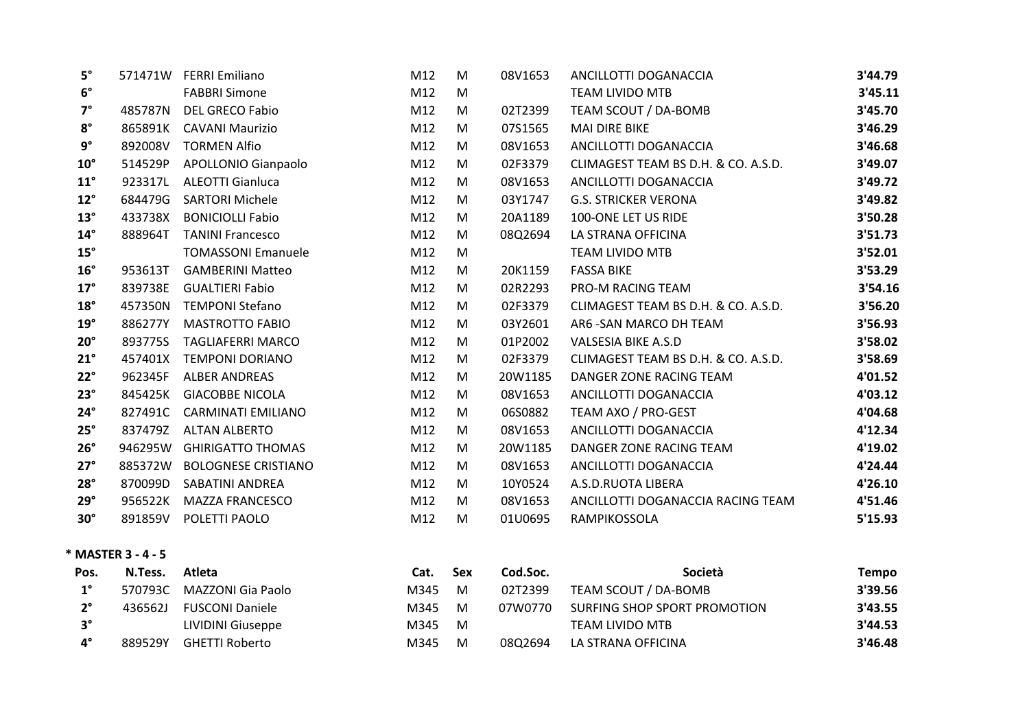| | | | | | | | |
|---|---|---|---|---|---|---|---|
| 5° | 571471W | FERRI Emiliano | M12 | M | 08V1653 | ANCILLOTTI DOGANACCIA | **3'44.79** |
| 6° | | FABBRI Simone | M12 | M | | TEAM LIVIDO MTB | **3'45.11** |
| 7° | 485787N | DEL GRECO Fabio | M12 | M | 02T2399 | TEAM SCOUT / DA-BOMB | **3'45.70** |
| 8° | 865891K | CAVANI Maurizio | M12 | M | 07S1565 | MAI DIRE BIKE | **3'46.29** |
| 9° | 892008V | TORMEN Alfio | M12 | M | 08V1653 | ANCILLOTTI DOGANACCIA | **3'46.68** |
| 10° | 514529P | APOLLONIO Gianpaolo | M12 | M | 02F3379 | CLIMAGEST TEAM BS D.H. & CO. A.S.D. | **3'49.07** |
| 11° | 923317L | ALEOTTI Gianluca | M12 | M | 08V1653 | ANCILLOTTI DOGANACCIA | **3'49.72** |
| 12° | 684479G | SARTORI Michele | M12 | M | 03Y1747 | G.S. STRICKER VERONA | **3'49.82** |
| 13° | 433738X | BONICIOLLI Fabio | M12 | M | 20A1189 | 100-ONE LET US RIDE | **3'50.28** |
| 14° | 888964T | TANINI Francesco | M12 | M | 08Q2694 | LA STRANA OFFICINA | **3'51.73** |
| 15° | | TOMASSONI Emanuele | M12 | M | | TEAM LIVIDO MTB | **3'52.01** |
| 16° | 953613T | GAMBERINI Matteo | M12 | M | 20K1159 | FASSA BIKE | **3'53.29** |
| 17° | 839738E | GUALTIERI Fabio | M12 | M | 02R2293 | PRO-M RACING TEAM | **3'54.16** |
| 18° | 457350N | TEMPONI Stefano | M12 | M | 02F3379 | CLIMAGEST TEAM BS D.H. & CO. A.S.D. | **3'56.20** |
| 19° | 886277Y | MASTROTTO FABIO | M12 | M | 03Y2601 | AR6 -SAN MARCO DH TEAM | **3'56.93** |
| 20° | 893775S | TAGLIAFERRI MARCO | M12 | M | 01P2002 | VALSESIA BIKE A.S.D | **3'58.02** |
| 21° | 457401X | TEMPONI DORIANO | M12 | M | 02F3379 | CLIMAGEST TEAM BS D.H. & CO. A.S.D. | **3'58.69** |
| 22° | 962345F | ALBER ANDREAS | M12 | M | 20W1185 | DANGER ZONE RACING TEAM | **4'01.52** |
| 23° | 845425K | GIACOBBE NICOLA | M12 | M | 08V1653 | ANCILLOTTI DOGANACCIA | **4'03.12** |
| 24° | 827491C | CARMINATI EMILIANO | M12 | M | 06S0882 | TEAM AXO / PRO-GEST | **4'04.68** |
| 25° | 837479Z | ALTAN ALBERTO | M12 | M | 08V1653 | ANCILLOTTI DOGANACCIA | **4'12.34** |
| 26° | 946295W | GHIRIGATTO THOMAS | M12 | M | 20W1185 | DANGER ZONE RACING TEAM | **4'19.02** |
| 27° | 885372W | BOLOGNESE CRISTIANO | M12 | M | 08V1653 | ANCILLOTTI DOGANACCIA | **4'24.44** |
| 28° | 870099D | SABATINI ANDREA | M12 | M | 10Y0524 | A.S.D.RUOTA LIBERA | **4'26.10** |
| 29° | 956522K | MAZZA FRANCESCO | M12 | M | 08V1653 | ANCILLOTTI DOGANACCIA RACING TEAM | **4'51.46** |
| 30° | 891859V | POLETTI PAOLO | M12 | M | 01U0695 | RAMPIKOSSOLA | **5'15.93** |

**\* MASTER 3 - 4 - 5**

| Pos. | N.Tess. | Atleta | Cat. | Sex | Cod.Soc. | Società | Tempo |
|---|---|---|---|---|---|---|---|
| 1° | 570793C | MAZZONI Gia Paolo | M345 | M | 02T2399 | TEAM SCOUT / DA-BOMB | **3'39.56** |
| 2° | 436562J | FUSCONI Daniele | M345 | M | 07W0770 | SURFING SHOP SPORT PROMOTION | **3'43.55** |
| 3° | | LIVIDINI Giuseppe | M345 | M | | TEAM LIVIDO MTB | **3'44.53** |
| 4° | 889529Y | GHETTI Roberto | M345 | M | 08Q2694 | LA STRANA OFFICINA | **3'46.48** |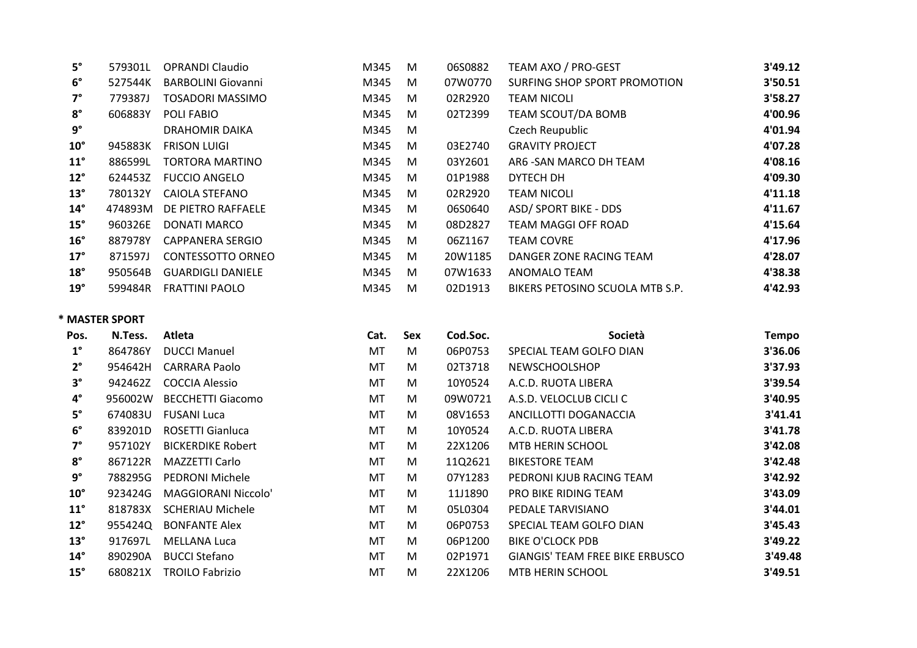| | | | | | | | |
|---|---|---|---|---|---|---|---|
| 5° | 579301L | OPRANDI Claudio | M345 | M | 06S0882 | TEAM AXO / PRO-GEST | **3'49.12** |
| 6° | 527544K | BARBOLINI Giovanni | M345 | M | 07W0770 | SURFING SHOP SPORT PROMOTION | **3'50.51** |
| 7° | 779387J | TOSADORI MASSIMO | M345 | M | 02R2920 | TEAM NICOLI | **3'58.27** |
| 8° | 606883Y | POLI FABIO | M345 | M | 02T2399 | TEAM SCOUT/DA BOMB | **4'00.96** |
| 9° | | DRAHOMIR DAIKA | M345 | M | | Czech Reupublic | **4'01.94** |
| 10° | 945883K | FRISON LUIGI | M345 | M | 03E2740 | GRAVITY PROJECT | **4'07.28** |
| 11° | 886599L | TORTORA MARTINO | M345 | M | 03Y2601 | AR6 -SAN MARCO DH TEAM | **4'08.16** |
| 12° | 624453Z | FUCCIO ANGELO | M345 | M | 01P1988 | DYTECH DH | **4'09.30** |
| 13° | 780132Y | CAIOLA STEFANO | M345 | M | 02R2920 | TEAM NICOLI | **4'11.18** |
| 14° | 474893M | DE PIETRO RAFFAELE | M345 | M | 06S0640 | ASD/ SPORT BIKE - DDS | **4'11.67** |
| 15° | 960326E | DONATI MARCO | M345 | M | 08D2827 | TEAM MAGGI OFF ROAD | **4'15.64** |
| 16° | 887978Y | CAPPANERA SERGIO | M345 | M | 06Z1167 | TEAM COVRE | **4'17.96** |
| 17° | 871597J | CONTESSOTTO ORNEO | M345 | M | 20W1185 | DANGER ZONE RACING TEAM | **4'28.07** |
| 18° | 950564B | GUARDIGLI DANIELE | M345 | M | 07W1633 | ANOMALO TEAM | **4'38.38** |
| 19° | 599484R | FRATTINI PAOLO | M345 | M | 02D1913 | BIKERS PETOSINO SCUOLA MTB S.P. | **4'42.93** |

**\* MASTER SPORT**

| Pos. | N.Tess. | Atleta | Cat. | Sex | Cod.Soc. | Società | Tempo |
|---|---|---|---|---|---|---|---|
| 1° | 864786Y | DUCCI Manuel | MT | M | 06P0753 | SPECIAL TEAM GOLFO DIAN | **3'36.06** |
| 2° | 954642H | CARRARA Paolo | MT | M | 02T3718 | NEWSCHOOLSHOP | **3'37.93** |
| 3° | 942462Z | COCCIA Alessio | MT | M | 10Y0524 | A.C.D. RUOTA LIBERA | **3'39.54** |
| 4° | 956002W | BECCHETTI Giacomo | MT | M | 09W0721 | A.S.D. VELOCLUB CICLI C | **3'40.95** |
| 5° | 674083U | FUSANI Luca | MT | M | 08V1653 | ANCILLOTTI DOGANACCIA | **3'41.41** |
| 6° | 839201D | ROSETTI Gianluca | MT | M | 10Y0524 | A.C.D. RUOTA LIBERA | **3'41.78** |
| 7° | 957102Y | BICKERDIKE Robert | MT | M | 22X1206 | MTB HERIN SCHOOL | **3'42.08** |
| 8° | 867122R | MAZZETTI Carlo | MT | M | 11Q2621 | BIKESTORE TEAM | **3'42.48** |
| 9° | 788295G | PEDRONI Michele | MT | M | 07Y1283 | PEDRONI KJUB RACING TEAM | **3'42.92** |
| 10° | 923424G | MAGGIORANI Niccolo' | MT | M | 11J1890 | PRO BIKE RIDING TEAM | **3'43.09** |
| 11° | 818783X | SCHERIAU Michele | MT | M | 05L0304 | PEDALE TARVISIANO | **3'44.01** |
| 12° | 955424Q | BONFANTE Alex | MT | M | 06P0753 | SPECIAL TEAM GOLFO DIAN | **3'45.43** |
| 13° | 917697L | MELLANA Luca | MT | M | 06P1200 | BIKE O'CLOCK PDB | **3'49.22** |
| 14° | 890290A | BUCCI Stefano | MT | M | 02P1971 | GIANGIS' TEAM FREE BIKE ERBUSCO | **3'49.48** |
| 15° | 680821X | TROILO Fabrizio | MT | M | 22X1206 | MTB HERIN SCHOOL | **3'49.51** |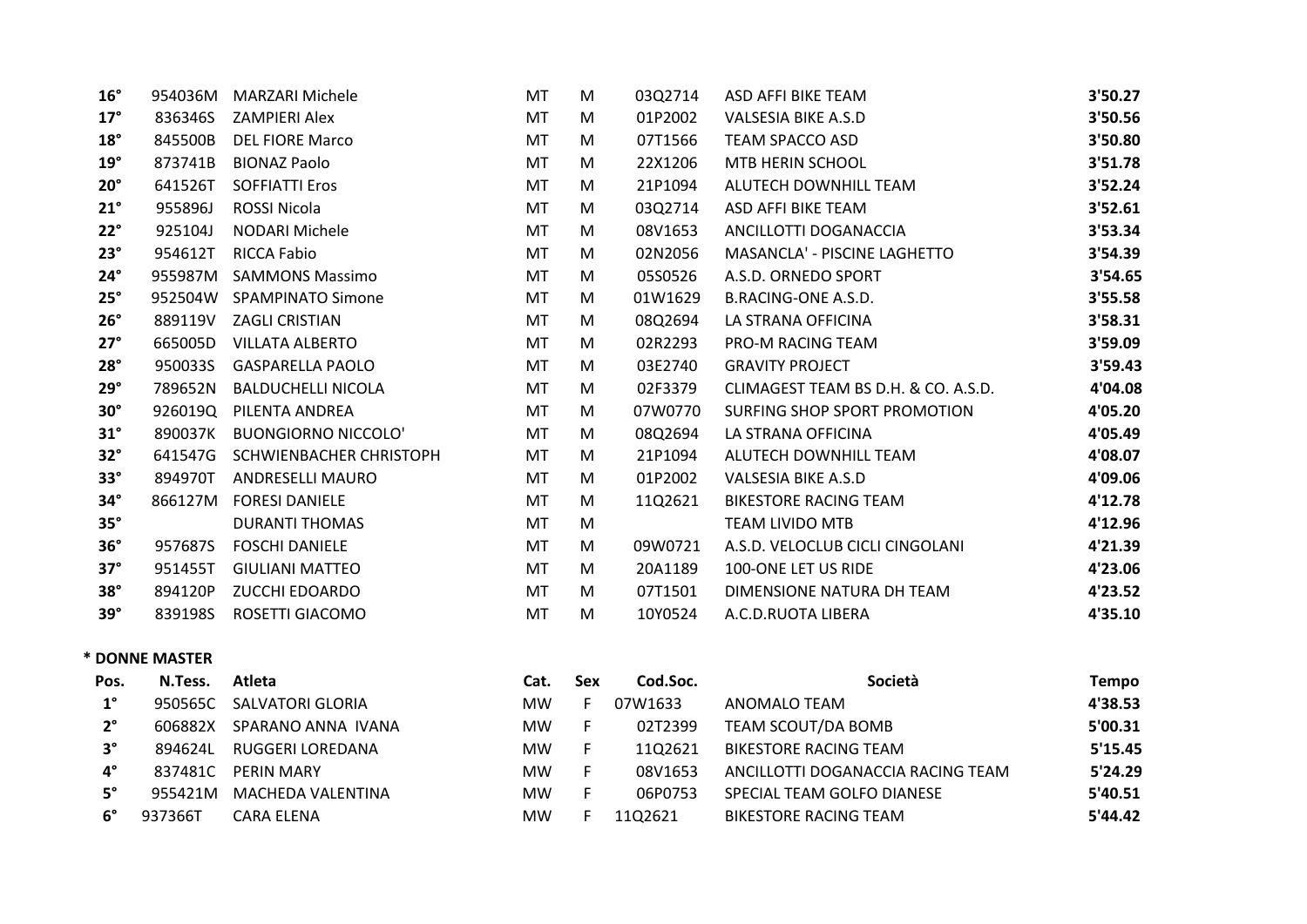| 16° | 954036M | MARZARI Michele | MT | M | 03Q2714 | ASD AFFI BIKE TEAM | 3'50.27 |
|---|---|---|---|---|---|---|---|
| 17° | 836346S | ZAMPIERI Alex | MT | M | 01P2002 | VALSESIA BIKE A.S.D | 3'50.56 |
| 18° | 845500B | DEL FIORE Marco | MT | M | 07T1566 | TEAM SPACCO ASD | 3'50.80 |
| 19° | 873741B | BIONAZ Paolo | MT | M | 22X1206 | MTB HERIN SCHOOL | 3'51.78 |
| 20° | 641526T | SOFFIATTI Eros | MT | M | 21P1094 | ALUTECH DOWNHILL TEAM | 3'52.24 |
| 21° | 955896J | ROSSI Nicola | MT | M | 03Q2714 | ASD AFFI BIKE TEAM | 3'52.61 |
| 22° | 925104J | NODARI Michele | MT | M | 08V1653 | ANCILLOTTI DOGANACCIA | 3'53.34 |
| 23° | 954612T | RICCA Fabio | MT | M | 02N2056 | MASANCLA' - PISCINE LAGHETTO | 3'54.39 |
| 24° | 955987M | SAMMONS Massimo | MT | M | 05S0526 | A.S.D. ORNEDO SPORT | 3'54.65 |
| 25° | 952504W | SPAMPINATO Simone | MT | M | 01W1629 | B.RACING-ONE A.S.D. | 3'55.58 |
| 26° | 889119V | ZAGLI CRISTIAN | MT | M | 08Q2694 | LA STRANA OFFICINA | 3'58.31 |
| 27° | 665005D | VILLATA ALBERTO | MT | M | 02R2293 | PRO-M RACING TEAM | 3'59.09 |
| 28° | 950033S | GASPARELLA PAOLO | MT | M | 03E2740 | GRAVITY PROJECT | 3'59.43 |
| 29° | 789652N | BALDUCHELLI NICOLA | MT | M | 02F3379 | CLIMAGEST TEAM BS D.H. & CO. A.S.D. | 4'04.08 |
| 30° | 926019Q | PILENTA ANDREA | MT | M | 07W0770 | SURFING SHOP SPORT PROMOTION | 4'05.20 |
| 31° | 890037K | BUONGIORNO NICCOLO' | MT | M | 08Q2694 | LA STRANA OFFICINA | 4'05.49 |
| 32° | 641547G | SCHWIENBACHER CHRISTOPH | MT | M | 21P1094 | ALUTECH DOWNHILL TEAM | 4'08.07 |
| 33° | 894970T | ANDRESELLI MAURO | MT | M | 01P2002 | VALSESIA BIKE A.S.D | 4'09.06 |
| 34° | 866127M | FORESI DANIELE | MT | M | 11Q2621 | BIKESTORE RACING TEAM | 4'12.78 |
| 35° | | DURANTI THOMAS | MT | M | | TEAM LIVIDO MTB | 4'12.96 |
| 36° | 957687S | FOSCHI DANIELE | MT | M | 09W0721 | A.S.D. VELOCLUB CICLI CINGOLANI | 4'21.39 |
| 37° | 951455T | GIULIANI MATTEO | MT | M | 20A1189 | 100-ONE LET US RIDE | 4'23.06 |
| 38° | 894120P | ZUCCHI EDOARDO | MT | M | 07T1501 | DIMENSIONE NATURA DH TEAM | 4'23.52 |
| 39° | 839198S | ROSETTI GIACOMO | MT | M | 10Y0524 | A.C.D.RUOTA LIBERA | 4'35.10 |

**\* DONNE MASTER**

| Pos. | N.Tess. | Atleta | Cat. | Sex | Cod.Soc. | Società | Tempo |
|---|---|---|---|---|---|---|---|
| 1° | 950565C | SALVATORI GLORIA | MW | F | 07W1633 | ANOMALO TEAM | 4'38.53 |
| 2° | 606882X | SPARANO ANNA IVANA | MW | F | 02T2399 | TEAM SCOUT/DA BOMB | 5'00.31 |
| 3° | 894624L | RUGGERI LOREDANA | MW | F | 11Q2621 | BIKESTORE RACING TEAM | 5'15.45 |
| 4° | 837481C | PERIN MARY | MW | F | 08V1653 | ANCILLOTTI DOGANACCIA RACING TEAM | 5'24.29 |
| 5° | 955421M | MACHEDA VALENTINA | MW | F | 06P0753 | SPECIAL TEAM GOLFO DIANESE | 5'40.51 |
| 6° | 937366T | CARA ELENA | MW | F | 11Q2621 | BIKESTORE RACING TEAM | 5'44.42 |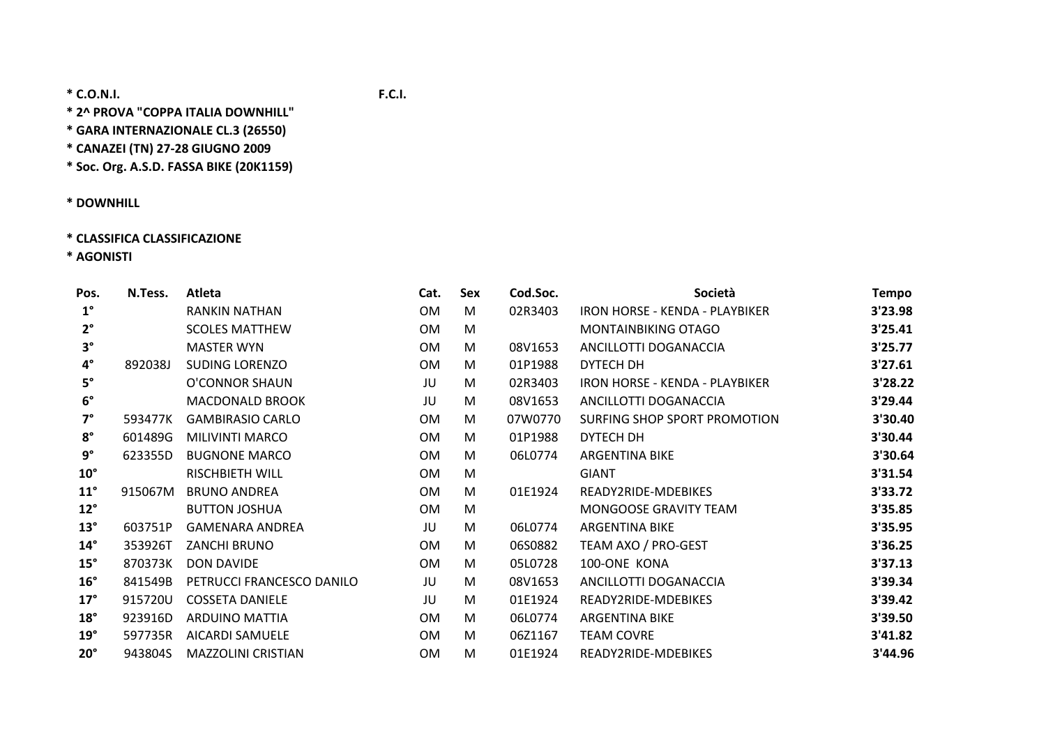\* C.O.N.I. F.C.I.

\* 2^ PROVA "COPPA ITALIA DOWNHILL"

\* GARA INTERNAZIONALE CL.3 (26550)

\* CANAZEI (TN) 27-28 GIUGNO 2009

\* Soc. Org. A.S.D. FASSA BIKE (20K1159)

\* DOWNHILL

\* CLASSIFICA CLASSIFICAZIONE

\* AGONISTI

| Pos. | N.Tess. | Atleta | Cat. | Sex | Cod.Soc. | Società | Tempo |
|---|---|---|---|---|---|---|---|
| 1° | | RANKIN NATHAN | OM | M | 02R3403 | IRON HORSE - KENDA - PLAYBIKER | 3'23.98 |
| 2° | | SCOLES MATTHEW | OM | M | | MONTAINBIKING OTAGO | 3'25.41 |
| 3° | | MASTER WYN | OM | M | 08V1653 | ANCILLOTTI DOGANACCIA | 3'25.77 |
| 4° | 892038J | SUDING LORENZO | OM | M | 01P1988 | DYTECH DH | 3'27.61 |
| 5° | | O'CONNOR SHAUN | JU | M | 02R3403 | IRON HORSE - KENDA - PLAYBIKER | 3'28.22 |
| 6° | | MACDONALD BROOK | JU | M | 08V1653 | ANCILLOTTI DOGANACCIA | 3'29.44 |
| 7° | 593477K | GAMBIRASIO CARLO | OM | M | 07W0770 | SURFING SHOP SPORT PROMOTION | 3'30.40 |
| 8° | 601489G | MILIVINTI MARCO | OM | M | 01P1988 | DYTECH DH | 3'30.44 |
| 9° | 623355D | BUGNONE MARCO | OM | M | 06L0774 | ARGENTINA BIKE | 3'30.64 |
| 10° | | RISCHBIETH WILL | OM | M | | GIANT | 3'31.54 |
| 11° | 915067M | BRUNO ANDREA | OM | M | 01E1924 | READY2RIDE-MDEBIKES | 3'33.72 |
| 12° | | BUTTON JOSHUA | OM | M | | MONGOOSE GRAVITY TEAM | 3'35.85 |
| 13° | 603751P | GAMENARA ANDREA | JU | M | 06L0774 | ARGENTINA BIKE | 3'35.95 |
| 14° | 353926T | ZANCHI BRUNO | OM | M | 06S0882 | TEAM AXO / PRO-GEST | 3'36.25 |
| 15° | 870373K | DON DAVIDE | OM | M | 05L0728 | 100-ONE KONA | 3'37.13 |
| 16° | 841549B | PETRUCCI FRANCESCO DANILO | JU | M | 08V1653 | ANCILLOTTI DOGANACCIA | 3'39.34 |
| 17° | 915720U | COSSETA DANIELE | JU | M | 01E1924 | READY2RIDE-MDEBIKES | 3'39.42 |
| 18° | 923916D | ARDUINO MATTIA | OM | M | 06L0774 | ARGENTINA BIKE | 3'39.50 |
| 19° | 597735R | AICARDI SAMUELE | OM | M | 06Z1167 | TEAM COVRE | 3'41.82 |
| 20° | 943804S | MAZZOLINI CRISTIAN | OM | M | 01E1924 | READY2RIDE-MDEBIKES | 3'44.96 |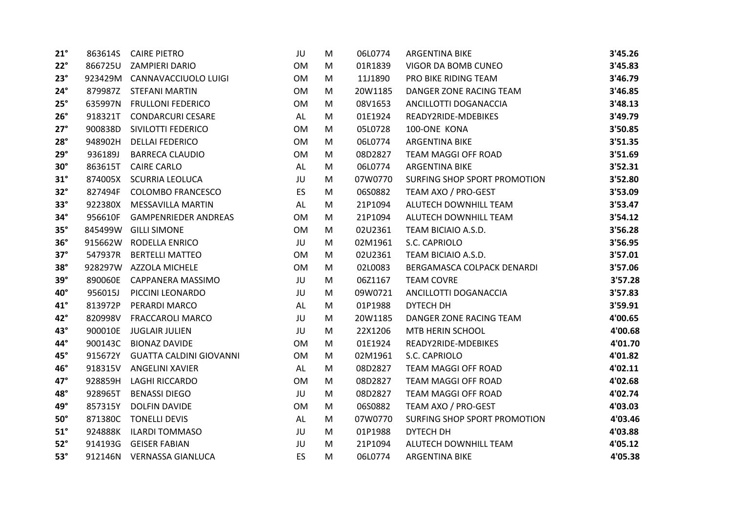| | | | | | | | |
|---|---|---|---|---|---|---|---|
| **21°** | 863614S | CAIRE PIETRO | JU | M | 06L0774 | ARGENTINA BIKE | **3'45.26** |
| **22°** | 866725U | ZAMPIERI DARIO | OM | M | 01R1839 | VIGOR DA BOMB CUNEO | **3'45.83** |
| **23°** | 923429M | CANNAVACCIUOLO LUIGI | OM | M | 11J1890 | PRO BIKE RIDING TEAM | **3'46.79** |
| **24°** | 879987Z | STEFANI MARTIN | OM | M | 20W1185 | DANGER ZONE RACING TEAM | **3'46.85** |
| **25°** | 635997N | FRULLONI FEDERICO | OM | M | 08V1653 | ANCILLOTTI DOGANACCIA | **3'48.13** |
| **26°** | 918321T | CONDARCURI CESARE | AL | M | 01E1924 | READY2RIDE-MDEBIKES | **3'49.79** |
| **27°** | 900838D | SIVILOTTI FEDERICO | OM | M | 05L0728 | 100-ONE KONA | **3'50.85** |
| **28°** | 948902H | DELLAI FEDERICO | OM | M | 06L0774 | ARGENTINA BIKE | **3'51.35** |
| **29°** | 936189J | BARRECA CLAUDIO | OM | M | 08D2827 | TEAM MAGGI OFF ROAD | **3'51.69** |
| **30°** | 863615T | CAIRE CARLO | AL | M | 06L0774 | ARGENTINA BIKE | **3'52.31** |
| **31°** | 874005X | SCURRIA LEOLUCA | JU | M | 07W0770 | SURFING SHOP SPORT PROMOTION | **3'52.80** |
| **32°** | 827494F | COLOMBO FRANCESCO | ES | M | 06S0882 | TEAM AXO / PRO-GEST | **3'53.09** |
| **33°** | 922380X | MESSAVILLA MARTIN | AL | M | 21P1094 | ALUTECH DOWNHILL TEAM | **3'53.47** |
| **34°** | 956610F | GAMPENRIEDER ANDREAS | OM | M | 21P1094 | ALUTECH DOWNHILL TEAM | **3'54.12** |
| **35°** | 845499W | GILLI SIMONE | OM | M | 02U2361 | TEAM BICIAIO A.S.D. | **3'56.28** |
| **36°** | 915662W | RODELLA ENRICO | JU | M | 02M1961 | S.C. CAPRIOLO | **3'56.95** |
| **37°** | 547937R | BERTELLI MATTEO | OM | M | 02U2361 | TEAM BICIAIO A.S.D. | **3'57.01** |
| **38°** | 928297W | AZZOLA MICHELE | OM | M | 02L0083 | BERGAMASCA COLPACK DENARDI | **3'57.06** |
| **39°** | 890060E | CAPPANERA MASSIMO | JU | M | 06Z1167 | TEAM COVRE | **3'57.28** |
| **40°** | 956015J | PICCINI LEONARDO | JU | M | 09W0721 | ANCILLOTTI DOGANACCIA | **3'57.83** |
| **41°** | 813972P | PERARDI MARCO | AL | M | 01P1988 | DYTECH DH | **3'59.91** |
| **42°** | 820998V | FRACCAROLI MARCO | JU | M | 20W1185 | DANGER ZONE RACING TEAM | **4'00.65** |
| **43°** | 900010E | JUGLAIR JULIEN | JU | M | 22X1206 | MTB HERIN SCHOOL | **4'00.68** |
| **44°** | 900143C | BIONAZ DAVIDE | OM | M | 01E1924 | READY2RIDE-MDEBIKES | **4'01.70** |
| **45°** | 915672Y | GUATTA CALDINI GIOVANNI | OM | M | 02M1961 | S.C. CAPRIOLO | **4'01.82** |
| **46°** | 918315V | ANGELINI XAVIER | AL | M | 08D2827 | TEAM MAGGI OFF ROAD | **4'02.11** |
| **47°** | 928859H | LAGHI RICCARDO | OM | M | 08D2827 | TEAM MAGGI OFF ROAD | **4'02.68** |
| **48°** | 928965T | BENASSI DIEGO | JU | M | 08D2827 | TEAM MAGGI OFF ROAD | **4'02.74** |
| **49°** | 857315Y | DOLFIN DAVIDE | OM | M | 06S0882 | TEAM AXO / PRO-GEST | **4'03.03** |
| **50°** | 871380C | TONELLI DEVIS | AL | M | 07W0770 | SURFING SHOP SPORT PROMOTION | **4'03.46** |
| **51°** | 924888K | ILARDI TOMMASO | JU | M | 01P1988 | DYTECH DH | **4'03.88** |
| **52°** | 914193G | GEISER FABIAN | JU | M | 21P1094 | ALUTECH DOWNHILL TEAM | **4'05.12** |
| **53°** | 912146N | VERNASSA GIANLUCA | ES | M | 06L0774 | ARGENTINA BIKE | **4'05.38** |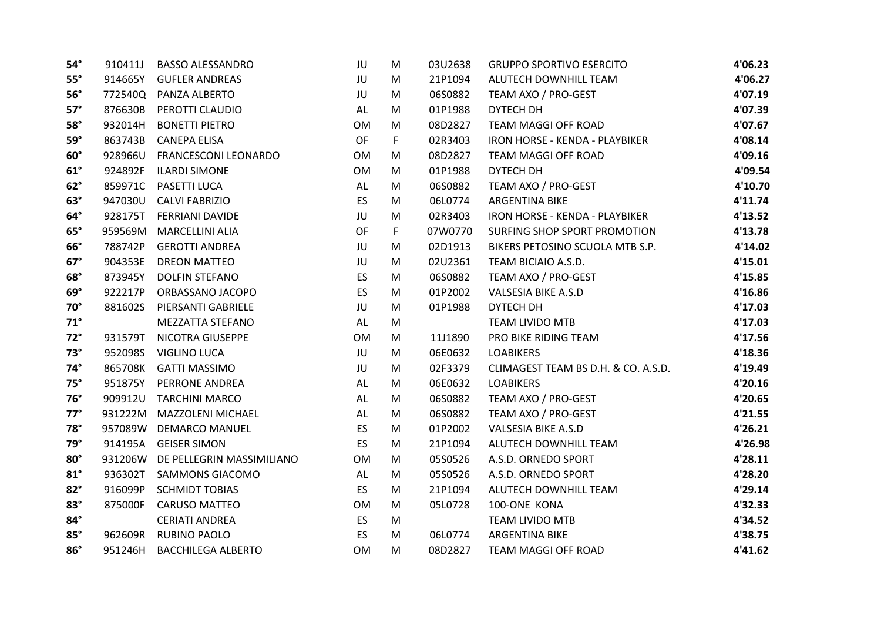| | | | | | | | |
|---|---|---|---|---|---|---|---|
| 54° | 910411J | BASSO ALESSANDRO | JU | M | 03U2638 | GRUPPO SPORTIVO ESERCITO | **4'06.23** |
| 55° | 914665Y | GUFLER ANDREAS | JU | M | 21P1094 | ALUTECH DOWNHILL TEAM | **4'06.27** |
| 56° | 772540Q | PANZA ALBERTO | JU | M | 06S0882 | TEAM AXO / PRO-GEST | **4'07.19** |
| 57° | 876630B | PEROTTI CLAUDIO | AL | M | 01P1988 | DYTECH DH | **4'07.39** |
| 58° | 932014H | BONETTI PIETRO | OM | M | 08D2827 | TEAM MAGGI OFF ROAD | **4'07.67** |
| 59° | 863743B | CANEPA ELISA | OF | F | 02R3403 | IRON HORSE - KENDA - PLAYBIKER | **4'08.14** |
| 60° | 928966U | FRANCESCONI LEONARDO | OM | M | 08D2827 | TEAM MAGGI OFF ROAD | **4'09.16** |
| 61° | 924892F | ILARDI SIMONE | OM | M | 01P1988 | DYTECH DH | **4'09.54** |
| 62° | 859971C | PASETTI LUCA | AL | M | 06S0882 | TEAM AXO / PRO-GEST | **4'10.70** |
| 63° | 947030U | CALVI FABRIZIO | ES | M | 06L0774 | ARGENTINA BIKE | **4'11.74** |
| 64° | 928175T | FERRIANI DAVIDE | JU | M | 02R3403 | IRON HORSE - KENDA - PLAYBIKER | **4'13.52** |
| 65° | 959569M | MARCELLINI ALIA | OF | F | 07W0770 | SURFING SHOP SPORT PROMOTION | **4'13.78** |
| 66° | 788742P | GEROTTI ANDREA | JU | M | 02D1913 | BIKERS PETOSINO SCUOLA MTB S.P. | **4'14.02** |
| 67° | 904353E | DREON MATTEO | JU | M | 02U2361 | TEAM BICIAIO A.S.D. | **4'15.01** |
| 68° | 873945Y | DOLFIN STEFANO | ES | M | 06S0882 | TEAM AXO / PRO-GEST | **4'15.85** |
| 69° | 922217P | ORBASSANO JACOPO | ES | M | 01P2002 | VALSESIA BIKE A.S.D | **4'16.86** |
| 70° | 881602S | PIERSANTI GABRIELE | JU | M | 01P1988 | DYTECH DH | **4'17.03** |
| 71° | | MEZZATTA STEFANO | AL | M | | TEAM LIVIDO MTB | **4'17.03** |
| 72° | 931579T | NICOTRA GIUSEPPE | OM | M | 11J1890 | PRO BIKE RIDING TEAM | **4'17.56** |
| 73° | 952098S | VIGLINO LUCA | JU | M | 06E0632 | LOABIKERS | **4'18.36** |
| 74° | 865708K | GATTI MASSIMO | JU | M | 02F3379 | CLIMAGEST TEAM BS D.H. & CO. A.S.D. | **4'19.49** |
| 75° | 951875Y | PERRONE ANDREA | AL | M | 06E0632 | LOABIKERS | **4'20.16** |
| 76° | 909912U | TARCHINI MARCO | AL | M | 06S0882 | TEAM AXO / PRO-GEST | **4'20.65** |
| 77° | 931222M | MAZZOLENI MICHAEL | AL | M | 06S0882 | TEAM AXO / PRO-GEST | **4'21.55** |
| 78° | 957089W | DEMARCO MANUEL | ES | M | 01P2002 | VALSESIA BIKE A.S.D | **4'26.21** |
| 79° | 914195A | GEISER SIMON | ES | M | 21P1094 | ALUTECH DOWNHILL TEAM | **4'26.98** |
| 80° | 931206W | DE PELLEGRIN MASSIMILIANO | OM | M | 05S0526 | A.S.D. ORNEDO SPORT | **4'28.11** |
| 81° | 936302T | SAMMONS GIACOMO | AL | M | 05S0526 | A.S.D. ORNEDO SPORT | **4'28.20** |
| 82° | 916099P | SCHMIDT TOBIAS | ES | M | 21P1094 | ALUTECH DOWNHILL TEAM | **4'29.14** |
| 83° | 875000F | CARUSO MATTEO | OM | M | 05L0728 | 100-ONE KONA | **4'32.33** |
| 84° | | CERIATI ANDREA | ES | M | | TEAM LIVIDO MTB | **4'34.52** |
| 85° | 962609R | RUBINO PAOLO | ES | M | 06L0774 | ARGENTINA BIKE | **4'38.75** |
| 86° | 951246H | BACCHILEGA ALBERTO | OM | M | 08D2827 | TEAM MAGGI OFF ROAD | **4'41.62** |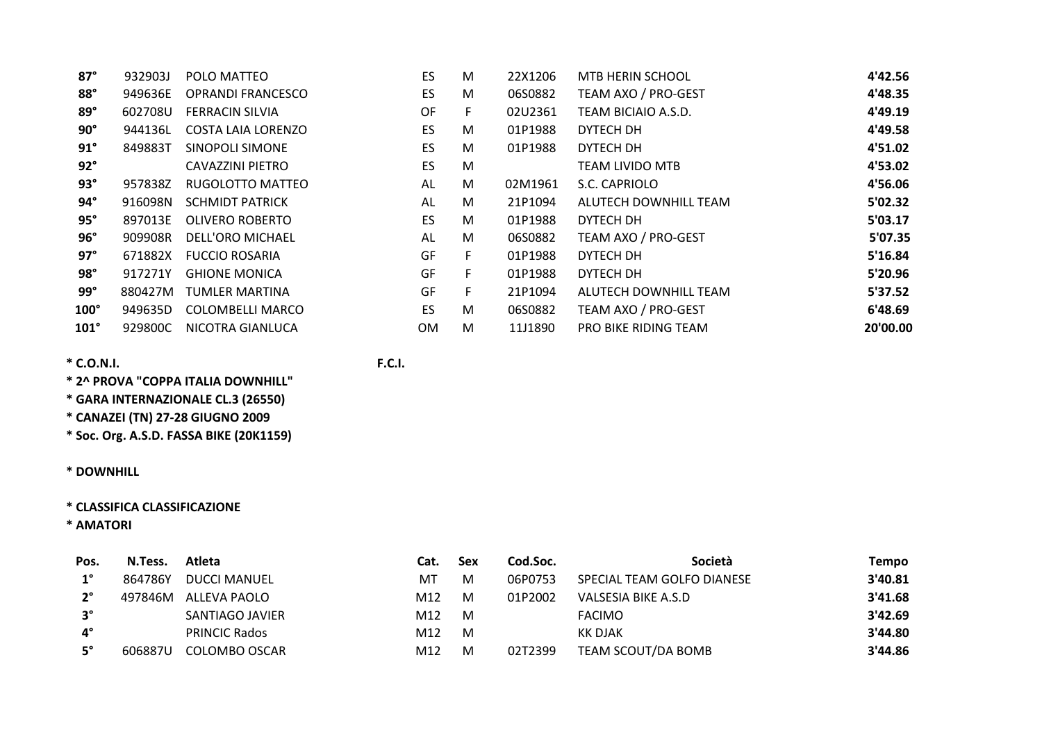| | | | | | | | |
|---|---|---|---|---|---|---|---|
| **87°** | 932903J | POLO MATTEO | ES | M | 22X1206 | MTB HERIN SCHOOL | **4'42.56** |
| **88°** | 949636E | OPRANDI FRANCESCO | ES | M | 06S0882 | TEAM AXO / PRO-GEST | **4'48.35** |
| **89°** | 602708U | FERRACIN SILVIA | OF | F | 02U2361 | TEAM BICIAIO A.S.D. | **4'49.19** |
| **90°** | 944136L | COSTA LAIA LORENZO | ES | M | 01P1988 | DYTECH DH | **4'49.58** |
| **91°** | 849883T | SINOPOLI SIMONE | ES | M | 01P1988 | DYTECH DH | **4'51.02** |
| **92°** | | CAVAZZINI PIETRO | ES | M | | TEAM LIVIDO MTB | **4'53.02** |
| **93°** | 957838Z | RUGOLOTTO MATTEO | AL | M | 02M1961 | S.C. CAPRIOLO | **4'56.06** |
| **94°** | 916098N | SCHMIDT PATRICK | AL | M | 21P1094 | ALUTECH DOWNHILL TEAM | **5'02.32** |
| **95°** | 897013E | OLIVERO ROBERTO | ES | M | 01P1988 | DYTECH DH | **5'03.17** |
| **96°** | 909908R | DELL'ORO MICHAEL | AL | M | 06S0882 | TEAM AXO / PRO-GEST | **5'07.35** |
| **97°** | 671882X | FUCCIO ROSARIA | GF | F | 01P1988 | DYTECH DH | **5'16.84** |
| **98°** | 917271Y | GHIONE MONICA | GF | F | 01P1988 | DYTECH DH | **5'20.96** |
| **99°** | 880427M | TUMLER MARTINA | GF | F | 21P1094 | ALUTECH DOWNHILL TEAM | **5'37.52** |
| **100°** | 949635D | COLOMBELLI MARCO | ES | M | 06S0882 | TEAM AXO / PRO-GEST | **6'48.69** |
| **101°** | 929800C | NICOTRA GIANLUCA | OM | M | 11J1890 | PRO BIKE RIDING TEAM | **20'00.00** |

**\* C.O.N.I.** **F.C.I.**

**\* 2^ PROVA "COPPA ITALIA DOWNHILL"**

**\* GARA INTERNAZIONALE CL.3 (26550)**

**\* CANAZEI (TN) 27-28 GIUGNO 2009**

**\* Soc. Org. A.S.D. FASSA BIKE (20K1159)**

**\* DOWNHILL**

**\* CLASSIFICA CLASSIFICAZIONE**

**\* AMATORI**

| Pos. | N.Tess. | Atleta | Cat. | Sex | Cod.Soc. | Società | Tempo |
|---|---|---|---|---|---|---|---|
| **1°** | 864786Y | DUCCI MANUEL | MT | M | 06P0753 | SPECIAL TEAM GOLFO DIANESE | **3'40.81** |
| **2°** | 497846M | ALLEVA PAOLO | M12 | M | 01P2002 | VALSESIA BIKE A.S.D | **3'41.68** |
| **3°** | | SANTIAGO JAVIER | M12 | M | | FACIMO | **3'42.69** |
| **4°** | | PRINCIC Rados | M12 | M | | KK DJAK | **3'44.80** |
| **5°** | 606887U | COLOMBO OSCAR | M12 | M | 02T2399 | TEAM SCOUT/DA BOMB | **3'44.86** |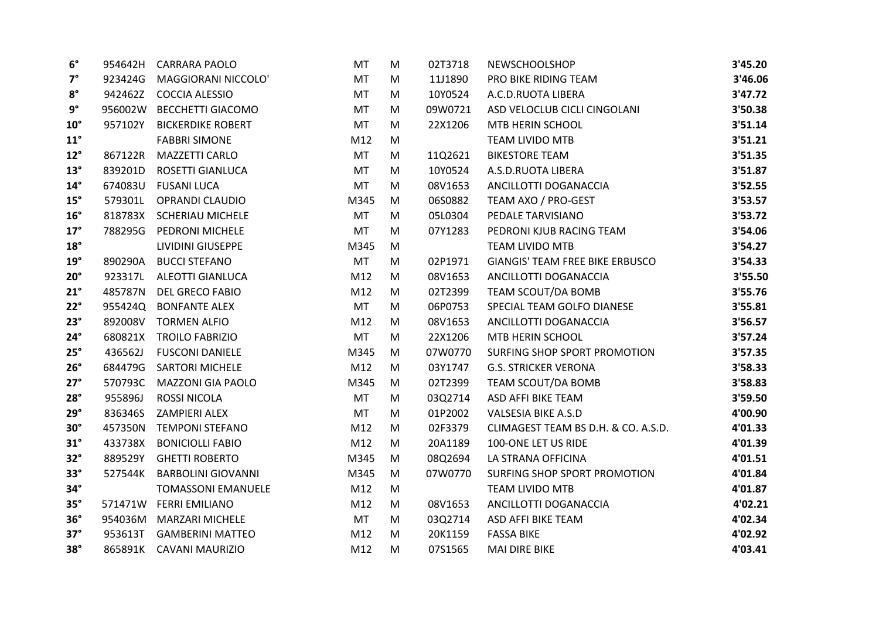| | | | | | | | |
|---|---|---|---|---|---|---|---|
| **6°** | 954642H | CARRARA PAOLO | MT | M | 02T3718 | NEWSCHOOLSHOP | **3'45.20** |
| **7°** | 923424G | MAGGIORANI NICCOLO' | MT | M | 11J1890 | PRO BIKE RIDING TEAM | **3'46.06** |
| **8°** | 942462Z | COCCIA ALESSIO | MT | M | 10Y0524 | A.C.D.RUOTA LIBERA | **3'47.72** |
| **9°** | 956002W | BECCHETTI GIACOMO | MT | M | 09W0721 | ASD VELOCLUB CICLI CINGOLANI | **3'50.38** |
| **10°** | 957102Y | BICKERDIKE ROBERT | MT | M | 22X1206 | MTB HERIN SCHOOL | **3'51.14** |
| **11°** | | FABBRI SIMONE | M12 | M | | TEAM LIVIDO MTB | **3'51.21** |
| **12°** | 867122R | MAZZETTI CARLO | MT | M | 11Q2621 | BIKESTORE TEAM | **3'51.35** |
| **13°** | 839201D | ROSETTI GIANLUCA | MT | M | 10Y0524 | A.S.D.RUOTA LIBERA | **3'51.87** |
| **14°** | 674083U | FUSANI LUCA | MT | M | 08V1653 | ANCILLOTTI DOGANACCIA | **3'52.55** |
| **15°** | 579301L | OPRANDI CLAUDIO | M345 | M | 06S0882 | TEAM AXO / PRO-GEST | **3'53.57** |
| **16°** | 818783X | SCHERIAU MICHELE | MT | M | 05L0304 | PEDALE TARVISIANO | **3'53.72** |
| **17°** | 788295G | PEDRONI MICHELE | MT | M | 07Y1283 | PEDRONI KJUB RACING TEAM | **3'54.06** |
| **18°** | | LIVIDINI GIUSEPPE | M345 | M | | TEAM LIVIDO MTB | **3'54.27** |
| **19°** | 890290A | BUCCI STEFANO | MT | M | 02P1971 | GIANGIS' TEAM FREE BIKE ERBUSCO | **3'54.33** |
| **20°** | 923317L | ALEOTTI GIANLUCA | M12 | M | 08V1653 | ANCILLOTTI DOGANACCIA | **3'55.50** |
| **21°** | 485787N | DEL GRECO FABIO | M12 | M | 02T2399 | TEAM SCOUT/DA BOMB | **3'55.76** |
| **22°** | 955424Q | BONFANTE ALEX | MT | M | 06P0753 | SPECIAL TEAM GOLFO DIANESE | **3'55.81** |
| **23°** | 892008V | TORMEN ALFIO | M12 | M | 08V1653 | ANCILLOTTI DOGANACCIA | **3'56.57** |
| **24°** | 680821X | TROILO FABRIZIO | MT | M | 22X1206 | MTB HERIN SCHOOL | **3'57.24** |
| **25°** | 436562J | FUSCONI DANIELE | M345 | M | 07W0770 | SURFING SHOP SPORT PROMOTION | **3'57.35** |
| **26°** | 684479G | SARTORI MICHELE | M12 | M | 03Y1747 | G.S. STRICKER VERONA | **3'58.33** |
| **27°** | 570793C | MAZZONI GIA PAOLO | M345 | M | 02T2399 | TEAM SCOUT/DA BOMB | **3'58.83** |
| **28°** | 955896J | ROSSI NICOLA | MT | M | 03Q2714 | ASD AFFI BIKE TEAM | **3'59.50** |
| **29°** | 836346S | ZAMPIERI ALEX | MT | M | 01P2002 | VALSESIA BIKE A.S.D | **4'00.90** |
| **30°** | 457350N | TEMPONI STEFANO | M12 | M | 02F3379 | CLIMAGEST TEAM BS D.H. & CO. A.S.D. | **4'01.33** |
| **31°** | 433738X | BONICIOLLI FABIO | M12 | M | 20A1189 | 100-ONE LET US RIDE | **4'01.39** |
| **32°** | 889529Y | GHETTI ROBERTO | M345 | M | 08Q2694 | LA STRANA OFFICINA | **4'01.51** |
| **33°** | 527544K | BARBOLINI GIOVANNI | M345 | M | 07W0770 | SURFING SHOP SPORT PROMOTION | **4'01.84** |
| **34°** | | TOMASSONI EMANUELE | M12 | M | | TEAM LIVIDO MTB | **4'01.87** |
| **35°** | 571471W | FERRI EMILIANO | M12 | M | 08V1653 | ANCILLOTTI DOGANACCIA | **4'02.21** |
| **36°** | 954036M | MARZARI MICHELE | MT | M | 03Q2714 | ASD AFFI BIKE TEAM | **4'02.34** |
| **37°** | 953613T | GAMBERINI MATTEO | M12 | M | 20K1159 | FASSA BIKE | **4'02.92** |
| **38°** | 865891K | CAVANI MAURIZIO | M12 | M | 07S1565 | MAI DIRE BIKE | **4'03.41** |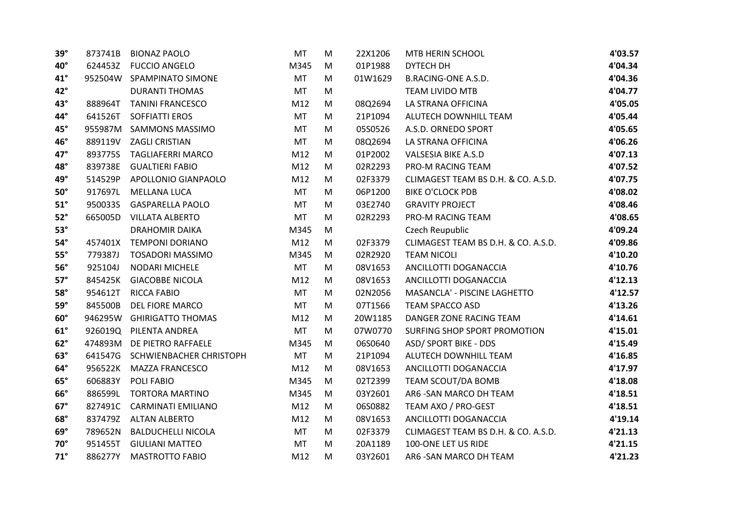| | | | | | | | |
|---|---|---|---|---|---|---|---|
| 39° | 873741B | BIONAZ PAOLO | MT | M | 22X1206 | MTB HERIN SCHOOL | **4'03.57** |
| 40° | 624453Z | FUCCIO ANGELO | M345 | M | 01P1988 | DYTECH DH | **4'04.34** |
| 41° | 952504W | SPAMPINATO SIMONE | MT | M | 01W1629 | B.RACING-ONE A.S.D. | **4'04.36** |
| 42° | | DURANTI THOMAS | MT | M | | TEAM LIVIDO MTB | **4'04.77** |
| 43° | 888964T | TANINI FRANCESCO | M12 | M | 08Q2694 | LA STRANA OFFICINA | **4'05.05** |
| 44° | 641526T | SOFFIATTI EROS | MT | M | 21P1094 | ALUTECH DOWNHILL TEAM | **4'05.44** |
| 45° | 955987M | SAMMONS MASSIMO | MT | M | 05S0526 | A.S.D. ORNEDO SPORT | **4'05.65** |
| 46° | 889119V | ZAGLI CRISTIAN | MT | M | 08Q2694 | LA STRANA OFFICINA | **4'06.26** |
| 47° | 893775S | TAGLIAFERRI MARCO | M12 | M | 01P2002 | VALSESIA BIKE A.S.D | **4'07.13** |
| 48° | 839738E | GUALTIERI FABIO | M12 | M | 02R2293 | PRO-M RACING TEAM | **4'07.52** |
| 49° | 514529P | APOLLONIO GIANPAOLO | M12 | M | 02F3379 | CLIMAGEST TEAM BS D.H. & CO. A.S.D. | **4'07.75** |
| 50° | 917697L | MELLANA LUCA | MT | M | 06P1200 | BIKE O'CLOCK PDB | **4'08.02** |
| 51° | 950033S | GASPARELLA PAOLO | MT | M | 03E2740 | GRAVITY PROJECT | **4'08.46** |
| 52° | 665005D | VILLATA ALBERTO | MT | M | 02R2293 | PRO-M RACING TEAM | **4'08.65** |
| 53° | | DRAHOMIR DAIKA | M345 | M | | Czech Reupublic | **4'09.24** |
| 54° | 457401X | TEMPONI DORIANO | M12 | M | 02F3379 | CLIMAGEST TEAM BS D.H. & CO. A.S.D. | **4'09.86** |
| 55° | 779387J | TOSADORI MASSIMO | M345 | M | 02R2920 | TEAM NICOLI | **4'10.20** |
| 56° | 925104J | NODARI MICHELE | MT | M | 08V1653 | ANCILLOTTI DOGANACCIA | **4'10.76** |
| 57° | 845425K | GIACOBBE NICOLA | M12 | M | 08V1653 | ANCILLOTTI DOGANACCIA | **4'12.13** |
| 58° | 954612T | RICCA FABIO | MT | M | 02N2056 | MASANCLA' - PISCINE LAGHETTO | **4'12.57** |
| 59° | 845500B | DEL FIORE MARCO | MT | M | 07T1566 | TEAM SPACCO ASD | **4'13.26** |
| 60° | 946295W | GHIRIGATTO THOMAS | M12 | M | 20W1185 | DANGER ZONE RACING TEAM | **4'14.61** |
| 61° | 926019Q | PILENTA ANDREA | MT | M | 07W0770 | SURFING SHOP SPORT PROMOTION | **4'15.01** |
| 62° | 474893M | DE PIETRO RAFFAELE | M345 | M | 06S0640 | ASD/ SPORT BIKE - DDS | **4'15.49** |
| 63° | 641547G | SCHWIENBACHER CHRISTOPH | MT | M | 21P1094 | ALUTECH DOWNHILL TEAM | **4'16.85** |
| 64° | 956522K | MAZZA FRANCESCO | M12 | M | 08V1653 | ANCILLOTTI DOGANACCIA | **4'17.97** |
| 65° | 606883Y | POLI FABIO | M345 | M | 02T2399 | TEAM SCOUT/DA BOMB | **4'18.08** |
| 66° | 886599L | TORTORA MARTINO | M345 | M | 03Y2601 | AR6 -SAN MARCO DH TEAM | **4'18.51** |
| 67° | 827491C | CARMINATI EMILIANO | M12 | M | 06S0882 | TEAM AXO / PRO-GEST | **4'18.51** |
| 68° | 837479Z | ALTAN ALBERTO | M12 | M | 08V1653 | ANCILLOTTI DOGANACCIA | **4'19.14** |
| 69° | 789652N | BALDUCHELLI NICOLA | MT | M | 02F3379 | CLIMAGEST TEAM BS D.H. & CO. A.S.D. | **4'21.13** |
| 70° | 951455T | GIULIANI MATTEO | MT | M | 20A1189 | 100-ONE LET US RIDE | **4'21.15** |
| 71° | 886277Y | MASTROTTO FABIO | M12 | M | 03Y2601 | AR6 -SAN MARCO DH TEAM | **4'21.23** |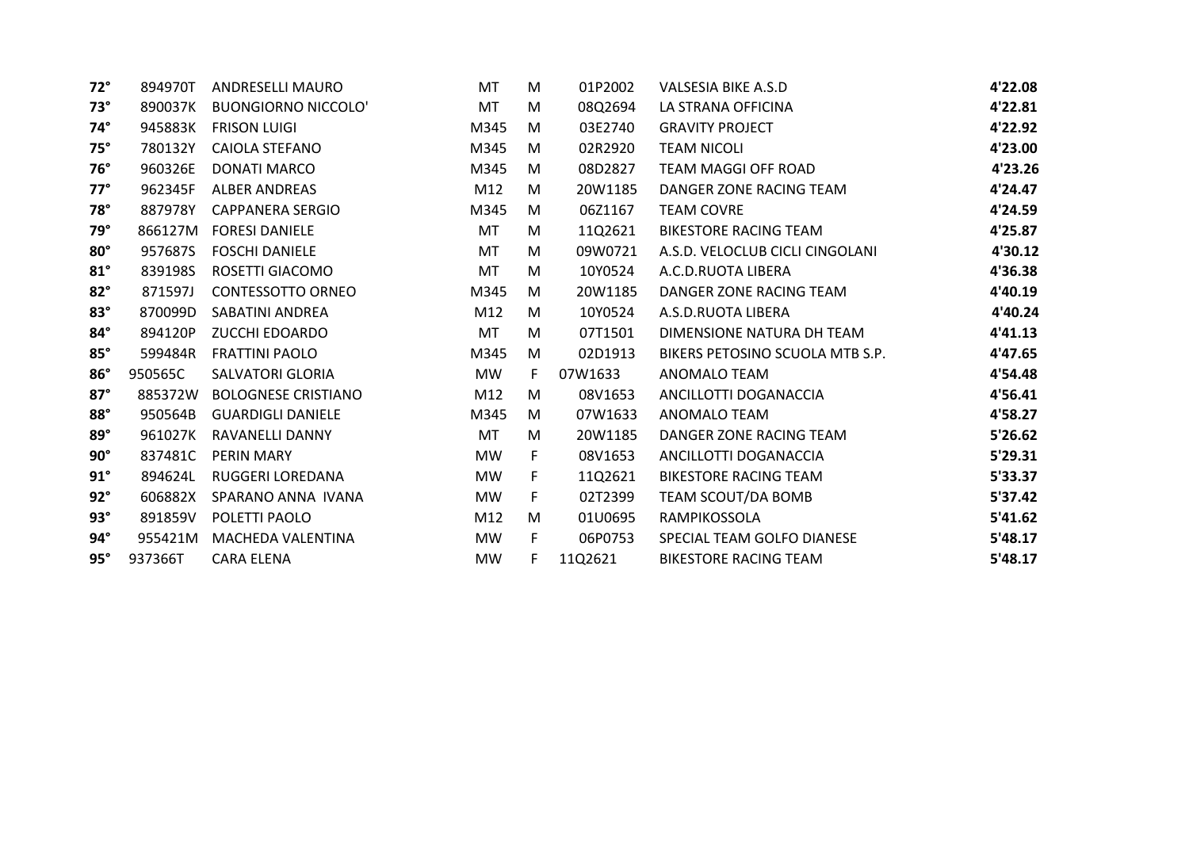| | | | | | | | |
|---|---|---|---|---|---|---|---|
| **72°** | 894970T | ANDRESELLI MAURO | MT | M | 01P2002 | VALSESIA BIKE A.S.D | **4'22.08** |
| **73°** | 890037K | BUONGIORNO NICCOLO' | MT | M | 08Q2694 | LA STRANA OFFICINA | **4'22.81** |
| **74°** | 945883K | FRISON LUIGI | M345 | M | 03E2740 | GRAVITY PROJECT | **4'22.92** |
| **75°** | 780132Y | CAIOLA STEFANO | M345 | M | 02R2920 | TEAM NICOLI | **4'23.00** |
| **76°** | 960326E | DONATI MARCO | M345 | M | 08D2827 | TEAM MAGGI OFF ROAD | **4'23.26** |
| **77°** | 962345F | ALBER ANDREAS | M12 | M | 20W1185 | DANGER ZONE RACING TEAM | **4'24.47** |
| **78°** | 887978Y | CAPPANERA SERGIO | M345 | M | 06Z1167 | TEAM COVRE | **4'24.59** |
| **79°** | 866127M | FORESI DANIELE | MT | M | 11Q2621 | BIKESTORE RACING TEAM | **4'25.87** |
| **80°** | 957687S | FOSCHI DANIELE | MT | M | 09W0721 | A.S.D. VELOCLUB CICLI CINGOLANI | **4'30.12** |
| **81°** | 839198S | ROSETTI GIACOMO | MT | M | 10Y0524 | A.C.D.RUOTA LIBERA | **4'36.38** |
| **82°** | 871597J | CONTESSOTTO ORNEO | M345 | M | 20W1185 | DANGER ZONE RACING TEAM | **4'40.19** |
| **83°** | 870099D | SABATINI ANDREA | M12 | M | 10Y0524 | A.S.D.RUOTA LIBERA | **4'40.24** |
| **84°** | 894120P | ZUCCHI EDOARDO | MT | M | 07T1501 | DIMENSIONE NATURA DH TEAM | **4'41.13** |
| **85°** | 599484R | FRATTINI PAOLO | M345 | M | 02D1913 | BIKERS PETOSINO SCUOLA MTB S.P. | **4'47.65** |
| **86°** | 950565C | SALVATORI GLORIA | MW | F | 07W1633 | ANOMALO TEAM | **4'54.48** |
| **87°** | 885372W | BOLOGNESE CRISTIANO | M12 | M | 08V1653 | ANCILLOTTI DOGANACCIA | **4'56.41** |
| **88°** | 950564B | GUARDIGLI DANIELE | M345 | M | 07W1633 | ANOMALO TEAM | **4'58.27** |
| **89°** | 961027K | RAVANELLI DANNY | MT | M | 20W1185 | DANGER ZONE RACING TEAM | **5'26.62** |
| **90°** | 837481C | PERIN MARY | MW | F | 08V1653 | ANCILLOTTI DOGANACCIA | **5'29.31** |
| **91°** | 894624L | RUGGERI LOREDANA | MW | F | 11Q2621 | BIKESTORE RACING TEAM | **5'33.37** |
| **92°** | 606882X | SPARANO ANNA IVANA | MW | F | 02T2399 | TEAM SCOUT/DA BOMB | **5'37.42** |
| **93°** | 891859V | POLETTI PAOLO | M12 | M | 01U0695 | RAMPIKOSSOLA | **5'41.62** |
| **94°** | 955421M | MACHEDA VALENTINA | MW | F | 06P0753 | SPECIAL TEAM GOLFO DIANESE | **5'48.17** |
| **95°** | 937366T | CARA ELENA | MW | F | 11Q2621 | BIKESTORE RACING TEAM | **5'48.17** |